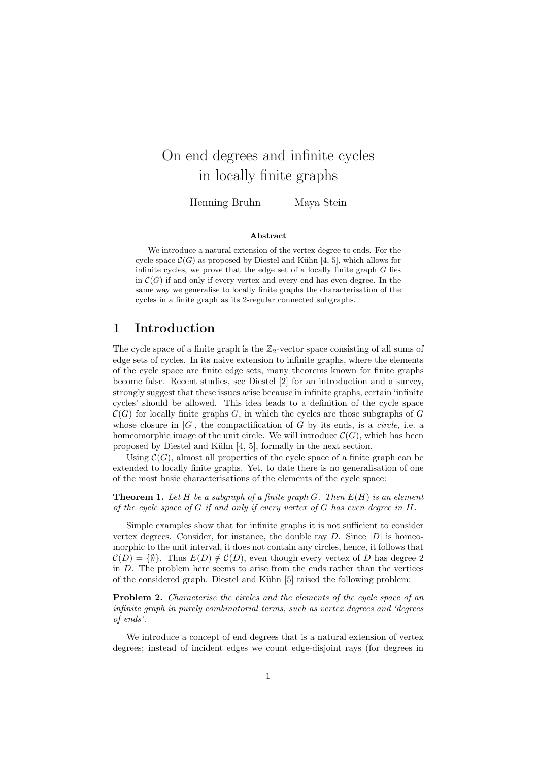# On end degrees and infinite cycles in locally finite graphs

Henning Bruhn Maya Stein

**Abstract**

We introduce a natural extension of the vertex degree to ends. For the cycle space $\mathcal{C}(G)$ as proposed by Diestel and Kühn [4, 5], which allows for infinite cycles, we prove that the edge set of a locally finite graph $G$ lies in $\mathcal{C}(G)$ if and only if every vertex and every end has even degree. In the same way we generalise to locally finite graphs the characterisation of the cycles in a finite graph as its 2-regular connected subgraphs.

## 1 Introduction

The cycle space of a finite graph is the $\mathbb{Z}_2$-vector space consisting of all sums of edge sets of cycles. In its naive extension to infinite graphs, where the elements of the cycle space are finite edge sets, many theorems known for finite graphs become false. Recent studies, see Diestel [2] for an introduction and a survey, strongly suggest that these issues arise because in infinite graphs, certain 'infinite cycles' should be allowed. This idea leads to a definition of the cycle space $\mathcal{C}(G)$ for locally finite graphs $G$, in which the cycles are those subgraphs of $G$ whose closure in $|G|$, the compactification of $G$ by its ends, is a *circle*, i.e. a homeomorphic image of the unit circle. We will introduce $\mathcal{C}(G)$, which has been proposed by Diestel and Kühn [4, 5], formally in the next section.

Using $\mathcal{C}(G)$, almost all properties of the cycle space of a finite graph can be extended to locally finite graphs. Yet, to date there is no generalisation of one of the most basic characterisations of the elements of the cycle space:

**Theorem 1.** *Let $H$ be a subgraph of a finite graph $G$. Then $E(H)$ is an element of the cycle space of $G$ if and only if every vertex of $G$ has even degree in $H$.*

Simple examples show that for infinite graphs it is not sufficient to consider vertex degrees. Consider, for instance, the double ray $D$. Since $|D|$ is homeomorphic to the unit interval, it does not contain any circles, hence, it follows that $\mathcal{C}(D) = \{\emptyset\}$. Thus $E(D) \notin \mathcal{C}(D)$, even though every vertex of $D$ has degree 2 in $D$. The problem here seems to arise from the ends rather than the vertices of the considered graph. Diestel and Kühn [5] raised the following problem:

**Problem 2.** *Characterise the circles and the elements of the cycle space of an infinite graph in purely combinatorial terms, such as vertex degrees and 'degrees of ends'.*

We introduce a concept of end degrees that is a natural extension of vertex degrees; instead of incident edges we count edge-disjoint rays (for degrees in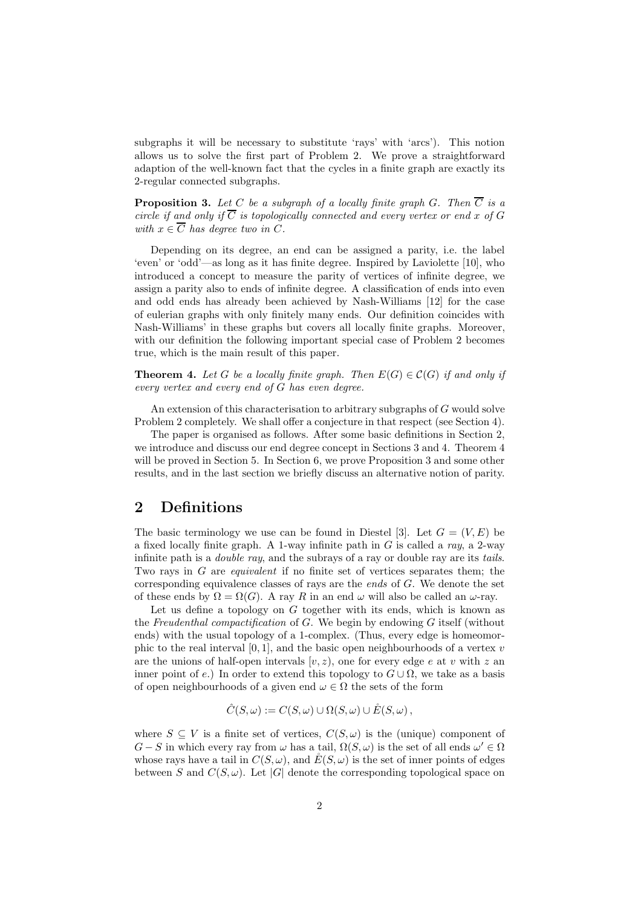subgraphs it will be necessary to substitute 'rays' with 'arcs'). This notion allows us to solve the first part of Problem 2. We prove a straightforward adaption of the well-known fact that the cycles in a finite graph are exactly its 2-regular connected subgraphs.

**Proposition 3.** *Let $C$ be a subgraph of a locally finite graph $G$. Then $\overline{C}$ is a circle if and only if $\overline{C}$ is topologically connected and every vertex or end $x$ of $G$ with $x \in \overline{C}$ has degree two in $C$.*

Depending on its degree, an end can be assigned a parity, i.e. the label 'even' or 'odd'—as long as it has finite degree. Inspired by Laviolette [10], who introduced a concept to measure the parity of vertices of infinite degree, we assign a parity also to ends of infinite degree. A classification of ends into even and odd ends has already been achieved by Nash-Williams [12] for the case of eulerian graphs with only finitely many ends. Our definition coincides with Nash-Williams' in these graphs but covers all locally finite graphs. Moreover, with our definition the following important special case of Problem 2 becomes true, which is the main result of this paper.

**Theorem 4.** *Let $G$ be a locally finite graph. Then $E(G) \in \mathcal{C}(G)$ if and only if every vertex and every end of $G$ has even degree.*

An extension of this characterisation to arbitrary subgraphs of $G$ would solve Problem 2 completely. We shall offer a conjecture in that respect (see Section 4).

The paper is organised as follows. After some basic definitions in Section 2, we introduce and discuss our end degree concept in Sections 3 and 4. Theorem 4 will be proved in Section 5. In Section 6, we prove Proposition 3 and some other results, and in the last section we briefly discuss an alternative notion of parity.

## 2 Definitions

The basic terminology we use can be found in Diestel [3]. Let $G = (V, E)$ be a fixed locally finite graph. A 1-way infinite path in $G$ is called a *ray*, a 2-way infinite path is a *double ray*, and the subrays of a ray or double ray are its *tails*. Two rays in $G$ are *equivalent* if no finite set of vertices separates them; the corresponding equivalence classes of rays are the *ends* of $G$. We denote the set of these ends by $\Omega = \Omega(G)$. A ray $R$ in an end $\omega$ will also be called an $\omega$-ray.

Let us define a topology on $G$ together with its ends, which is known as the *Freudenthal compactification* of $G$. We begin by endowing $G$ itself (without ends) with the usual topology of a 1-complex. (Thus, every edge is homeomorphic to the real interval $[0, 1]$, and the basic open neighbourhoods of a vertex $v$ are the unions of half-open intervals $[v, z)$, one for every edge $e$ at $v$ with $z$ an inner point of $e$.) In order to extend this topology to $G \cup \Omega$, we take as a basis of open neighbourhoods of a given end $\omega \in \Omega$ the sets of the form

$$\hat{C}(S, \omega) := C(S, \omega) \cup \Omega(S, \omega) \cup \mathring{E}(S, \omega)\,,$$

where $S \subseteq V$ is a finite set of vertices, $C(S, \omega)$ is the (unique) component of $G - S$ in which every ray from $\omega$ has a tail, $\Omega(S, \omega)$ is the set of all ends $\omega' \in \Omega$ whose rays have a tail in $C(S, \omega)$, and $\mathring{E}(S, \omega)$ is the set of inner points of edges between $S$ and $C(S, \omega)$. Let $|G|$ denote the corresponding topological space on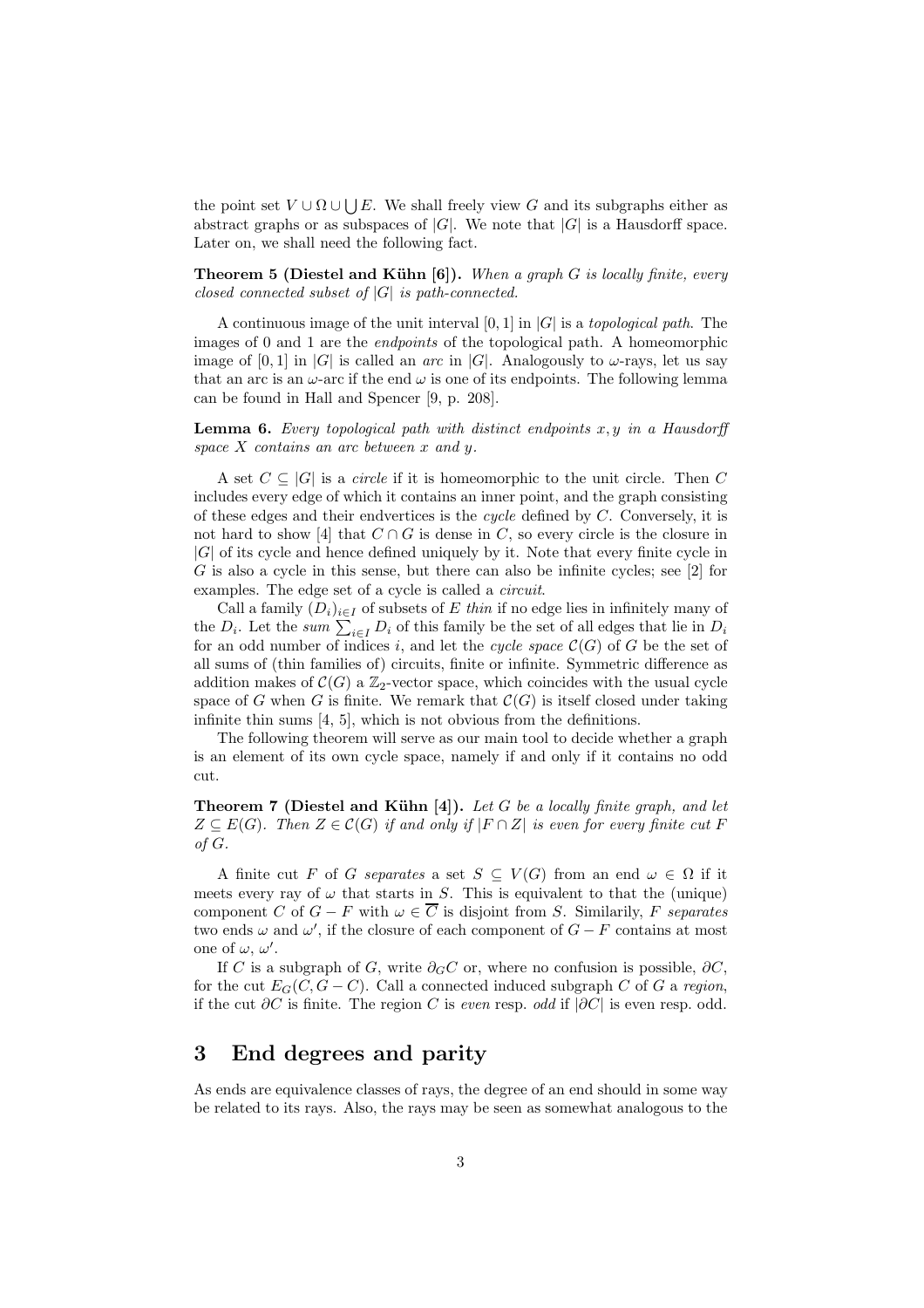the point set $V \cup \Omega \cup \bigcup E$. We shall freely view $G$ and its subgraphs either as abstract graphs or as subspaces of $|G|$. We note that $|G|$ is a Hausdorff space. Later on, we shall need the following fact.

**Theorem 5 (Diestel and Kühn [6]).** *When a graph $G$ is locally finite, every closed connected subset of $|G|$ is path-connected.*

A continuous image of the unit interval $[0, 1]$ in $|G|$ is a *topological path*. The images of 0 and 1 are the *endpoints* of the topological path. A homeomorphic image of $[0, 1]$ in $|G|$ is called an *arc* in $|G|$. Analogously to $\omega$-rays, let us say that an arc is an $\omega$-arc if the end $\omega$ is one of its endpoints. The following lemma can be found in Hall and Spencer [9, p. 208].

**Lemma 6.** *Every topological path with distinct endpoints $x, y$ in a Hausdorff space $X$ contains an arc between $x$ and $y$.*

A set $C \subseteq |G|$ is a *circle* if it is homeomorphic to the unit circle. Then $C$ includes every edge of which it contains an inner point, and the graph consisting of these edges and their endvertices is the *cycle* defined by $C$. Conversely, it is not hard to show [4] that $C \cap G$ is dense in $C$, so every circle is the closure in $|G|$ of its cycle and hence defined uniquely by it. Note that every finite cycle in $G$ is also a cycle in this sense, but there can also be infinite cycles; see [2] for examples. The edge set of a cycle is called a *circuit*.

Call a family $(D_i)_{i \in I}$ of subsets of $E$ *thin* if no edge lies in infinitely many of the $D_i$. Let the *sum* $\sum_{i \in I} D_i$ of this family be the set of all edges that lie in $D_i$ for an odd number of indices $i$, and let the *cycle space* $\mathcal{C}(G)$ of $G$ be the set of all sums of (thin families of) circuits, finite or infinite. Symmetric difference as addition makes of $\mathcal{C}(G)$ a $\mathbb{Z}_2$-vector space, which coincides with the usual cycle space of $G$ when $G$ is finite. We remark that $\mathcal{C}(G)$ is itself closed under taking infinite thin sums [4, 5], which is not obvious from the definitions.

The following theorem will serve as our main tool to decide whether a graph is an element of its own cycle space, namely if and only if it contains no odd cut.

**Theorem 7 (Diestel and Kühn [4]).** *Let $G$ be a locally finite graph, and let $Z \subseteq E(G)$. Then $Z \in \mathcal{C}(G)$ if and only if $|F \cap Z|$ is even for every finite cut $F$ of $G$.*

A finite cut $F$ of $G$ *separates* a set $S \subseteq V(G)$ from an end $\omega \in \Omega$ if it meets every ray of $\omega$ that starts in $S$. This is equivalent to that the (unique) component $C$ of $G - F$ with $\omega \in \overline{C}$ is disjoint from $S$. Similarily, $F$ *separates* two ends $\omega$ and $\omega'$, if the closure of each component of $G - F$ contains at most one of $\omega$, $\omega'$.

If $C$ is a subgraph of $G$, write $\partial_G C$ or, where no confusion is possible, $\partial C$, for the cut $E_G(C, G - C)$. Call a connected induced subgraph $C$ of $G$ a *region*, if the cut $\partial C$ is finite. The region $C$ is *even* resp. *odd* if $|\partial C|$ is even resp. odd.

## 3 End degrees and parity

As ends are equivalence classes of rays, the degree of an end should in some way be related to its rays. Also, the rays may be seen as somewhat analogous to the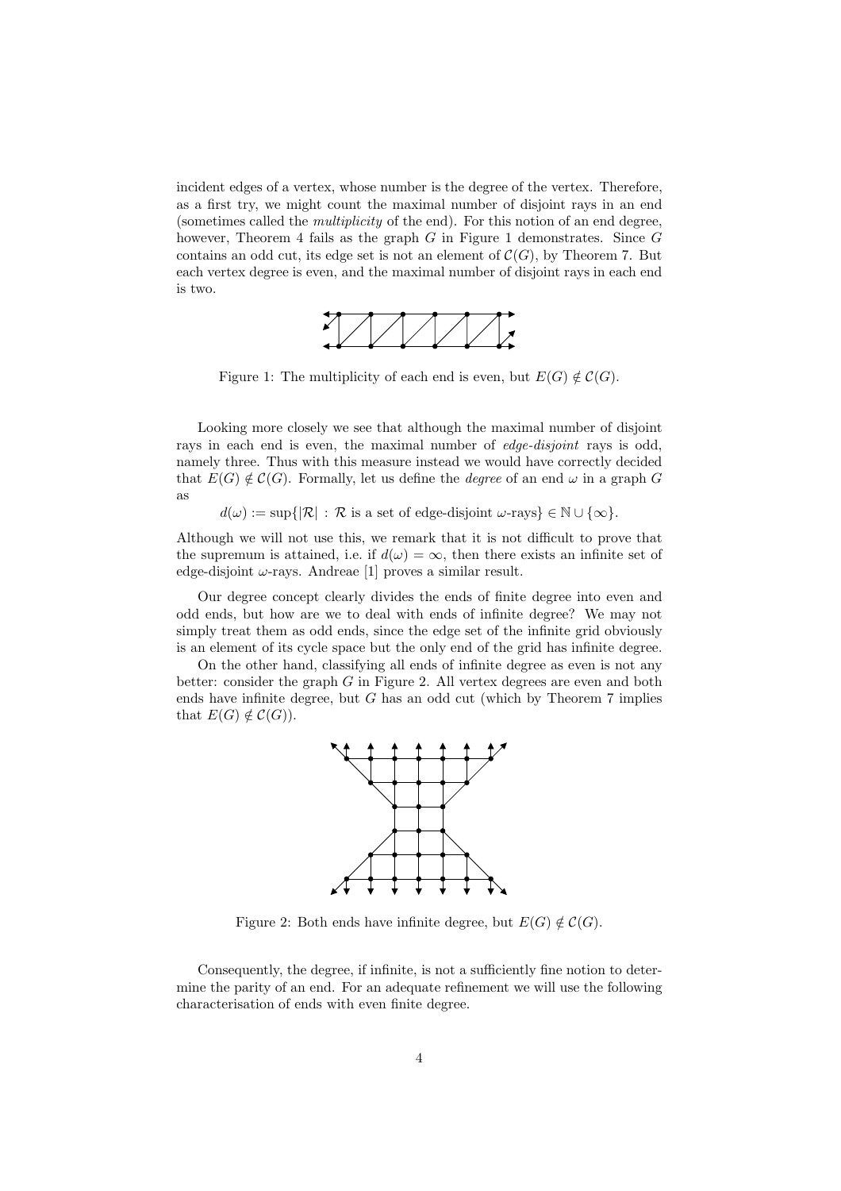incident edges of a vertex, whose number is the degree of the vertex. Therefore, as a first try, we might count the maximal number of disjoint rays in an end (sometimes called the *multiplicity* of the end). For this notion of an end degree, however, Theorem 4 fails as the graph $G$ in Figure 1 demonstrates. Since $G$ contains an odd cut, its edge set is not an element of $\mathcal{C}(G)$, by Theorem 7. But each vertex degree is even, and the maximal number of disjoint rays in each end is two.

Figure 1: The multiplicity of each end is even, but $E(G) \notin \mathcal{C}(G)$.

Looking more closely we see that although the maximal number of disjoint rays in each end is even, the maximal number of *edge-disjoint* rays is odd, namely three. Thus with this measure instead we would have correctly decided that $E(G) \notin \mathcal{C}(G)$. Formally, let us define the *degree* of an end $\omega$ in a graph $G$ as

$$d(\omega) := \sup\{|\mathcal{R}| : \mathcal{R} \text{ is a set of edge-disjoint } \omega\text{-rays}\} \in \mathbb{N} \cup \{\infty\}.$$

Although we will not use this, we remark that it is not difficult to prove that the supremum is attained, i.e. if $d(\omega) = \infty$, then there exists an infinite set of edge-disjoint $\omega$-rays. Andreae [1] proves a similar result.

Our degree concept clearly divides the ends of finite degree into even and odd ends, but how are we to deal with ends of infinite degree? We may not simply treat them as odd ends, since the edge set of the infinite grid obviously is an element of its cycle space but the only end of the grid has infinite degree.

On the other hand, classifying all ends of infinite degree as even is not any better: consider the graph $G$ in Figure 2. All vertex degrees are even and both ends have infinite degree, but $G$ has an odd cut (which by Theorem 7 implies that $E(G) \notin \mathcal{C}(G)$).

Figure 2: Both ends have infinite degree, but $E(G) \notin \mathcal{C}(G)$.

Consequently, the degree, if infinite, is not a sufficiently fine notion to determine the parity of an end. For an adequate refinement we will use the following characterisation of ends with even finite degree.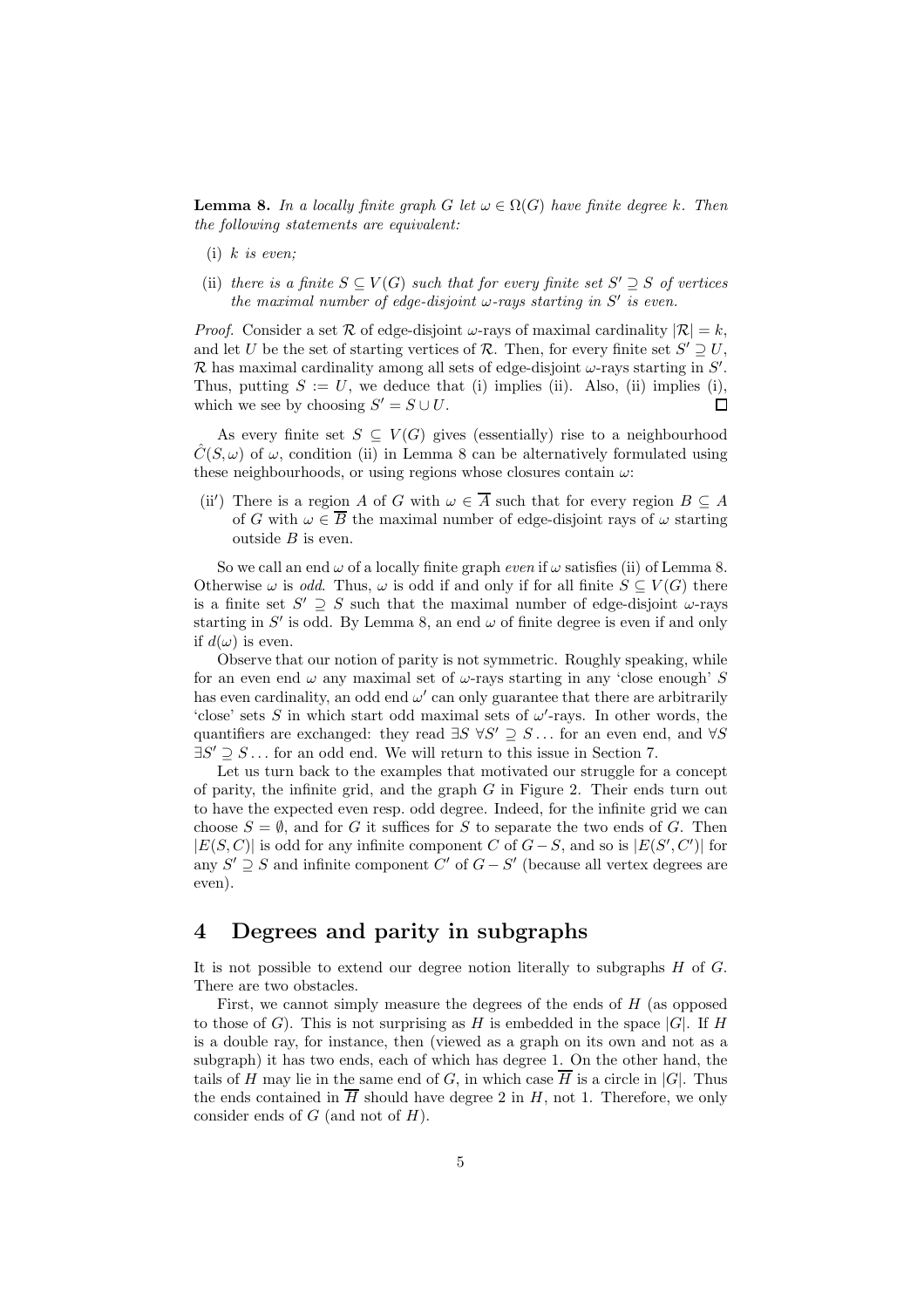**Lemma 8.** *In a locally finite graph $G$ let $\omega \in \Omega(G)$ have finite degree $k$. Then the following statements are equivalent:*

(i) *$k$ is even;*

(ii) *there is a finite $S \subseteq V(G)$ such that for every finite set $S' \supseteq S$ of vertices the maximal number of edge-disjoint $\omega$-rays starting in $S'$ is even.*

*Proof.* Consider a set $\mathcal{R}$ of edge-disjoint $\omega$-rays of maximal cardinality $|\mathcal{R}| = k$, and let $U$ be the set of starting vertices of $\mathcal{R}$. Then, for every finite set $S' \supseteq U$, $\mathcal{R}$ has maximal cardinality among all sets of edge-disjoint $\omega$-rays starting in $S'$. Thus, putting $S := U$, we deduce that (i) implies (ii). Also, (ii) implies (i), which we see by choosing $S' = S \cup U$. $\square$

As every finite set $S \subseteq V(G)$ gives (essentially) rise to a neighbourhood $\hat{C}(S, \omega)$ of $\omega$, condition (ii) in Lemma 8 can be alternatively formulated using these neighbourhoods, or using regions whose closures contain $\omega$:

(ii$'$) There is a region $A$ of $G$ with $\omega \in \overline{A}$ such that for every region $B \subseteq A$ of $G$ with $\omega \in \overline{B}$ the maximal number of edge-disjoint rays of $\omega$ starting outside $B$ is even.

So we call an end $\omega$ of a locally finite graph *even* if $\omega$ satisfies (ii) of Lemma 8. Otherwise $\omega$ is *odd*. Thus, $\omega$ is odd if and only if for all finite $S \subseteq V(G)$ there is a finite set $S' \supseteq S$ such that the maximal number of edge-disjoint $\omega$-rays starting in $S'$ is odd. By Lemma 8, an end $\omega$ of finite degree is even if and only if $d(\omega)$ is even.

Observe that our notion of parity is not symmetric. Roughly speaking, while for an even end $\omega$ any maximal set of $\omega$-rays starting in any 'close enough' $S$ has even cardinality, an odd end $\omega'$ can only guarantee that there are arbitrarily 'close' sets $S$ in which start odd maximal sets of $\omega'$-rays. In other words, the quantifiers are exchanged: they read $\exists S\ \forall S' \supseteq S \ldots$ for an even end, and $\forall S\ \exists S' \supseteq S \ldots$ for an odd end. We will return to this issue in Section 7.

Let us turn back to the examples that motivated our struggle for a concept of parity, the infinite grid, and the graph $G$ in Figure 2. Their ends turn out to have the expected even resp. odd degree. Indeed, for the infinite grid we can choose $S = \emptyset$, and for $G$ it suffices for $S$ to separate the two ends of $G$. Then $|E(S, C)|$ is odd for any infinite component $C$ of $G - S$, and so is $|E(S', C')|$ for any $S' \supseteq S$ and infinite component $C'$ of $G - S'$ (because all vertex degrees are even).

# 4 Degrees and parity in subgraphs

It is not possible to extend our degree notion literally to subgraphs $H$ of $G$. There are two obstacles.

First, we cannot simply measure the degrees of the ends of $H$ (as opposed to those of $G$). This is not surprising as $H$ is embedded in the space $|G|$. If $H$ is a double ray, for instance, then (viewed as a graph on its own and not as a subgraph) it has two ends, each of which has degree 1. On the other hand, the tails of $H$ may lie in the same end of $G$, in which case $\overline{H}$ is a circle in $|G|$. Thus the ends contained in $\overline{H}$ should have degree 2 in $H$, not 1. Therefore, we only consider ends of $G$ (and not of $H$).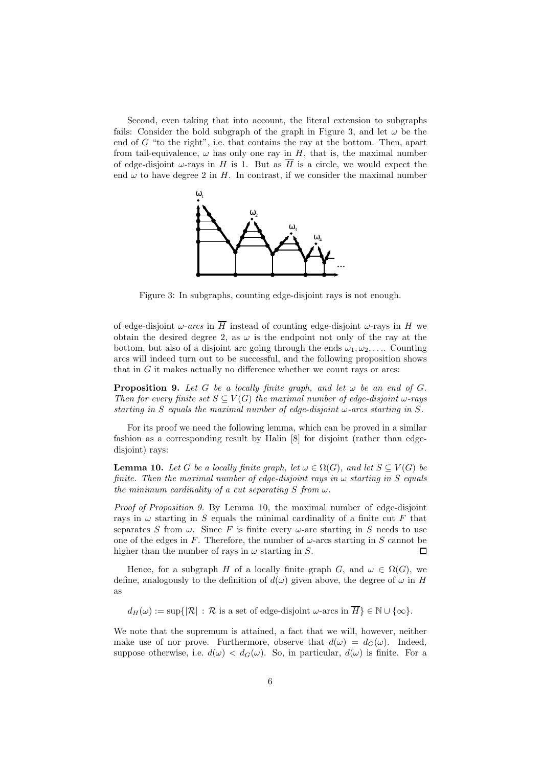Second, even taking that into account, the literal extension to subgraphs fails: Consider the bold subgraph of the graph in Figure 3, and let $\omega$ be the end of $G$ "to the right", i.e. that contains the ray at the bottom. Then, apart from tail-equivalence, $\omega$ has only one ray in $H$, that is, the maximal number of edge-disjoint $\omega$-rays in $H$ is 1. But as $\overline{H}$ is a circle, we would expect the end $\omega$ to have degree 2 in $H$. In contrast, if we consider the maximal number

Figure 3: In subgraphs, counting edge-disjoint rays is not enough.

of edge-disjoint $\omega$-*arcs* in $\overline{H}$ instead of counting edge-disjoint $\omega$-rays in $H$ we obtain the desired degree 2, as $\omega$ is the endpoint not only of the ray at the bottom, but also of a disjoint arc going through the ends $\omega_1, \omega_2, \ldots$. Counting arcs will indeed turn out to be successful, and the following proposition shows that in $G$ it makes actually no difference whether we count rays or arcs:

**Proposition 9.** *Let $G$ be a locally finite graph, and let $\omega$ be an end of $G$. Then for every finite set $S \subseteq V(G)$ the maximal number of edge-disjoint $\omega$-rays starting in $S$ equals the maximal number of edge-disjoint $\omega$-arcs starting in $S$.*

For its proof we need the following lemma, which can be proved in a similar fashion as a corresponding result by Halin [8] for disjoint (rather than edge-disjoint) rays:

**Lemma 10.** *Let $G$ be a locally finite graph, let $\omega \in \Omega(G)$, and let $S \subseteq V(G)$ be finite. Then the maximal number of edge-disjoint rays in $\omega$ starting in $S$ equals the minimum cardinality of a cut separating $S$ from $\omega$.*

*Proof of Proposition 9.* By Lemma 10, the maximal number of edge-disjoint rays in $\omega$ starting in $S$ equals the minimal cardinality of a finite cut $F$ that separates $S$ from $\omega$. Since $F$ is finite every $\omega$-arc starting in $S$ needs to use one of the edges in $F$. Therefore, the number of $\omega$-arcs starting in $S$ cannot be higher than the number of rays in $\omega$ starting in $S$. $\square$

Hence, for a subgraph $H$ of a locally finite graph $G$, and $\omega \in \Omega(G)$, we define, analogously to the definition of $d(\omega)$ given above, the degree of $\omega$ in $H$ as

$$d_H(\omega) := \sup\{|\mathcal{R}| \, : \, \mathcal{R} \text{ is a set of edge-disjoint } \omega\text{-arcs in } \overline{H}\} \in \mathbb{N} \cup \{\infty\}.$$

We note that the supremum is attained, a fact that we will, however, neither make use of nor prove. Furthermore, observe that $d(\omega) = d_G(\omega)$. Indeed, suppose otherwise, i.e. $d(\omega) < d_G(\omega)$. So, in particular, $d(\omega)$ is finite. For a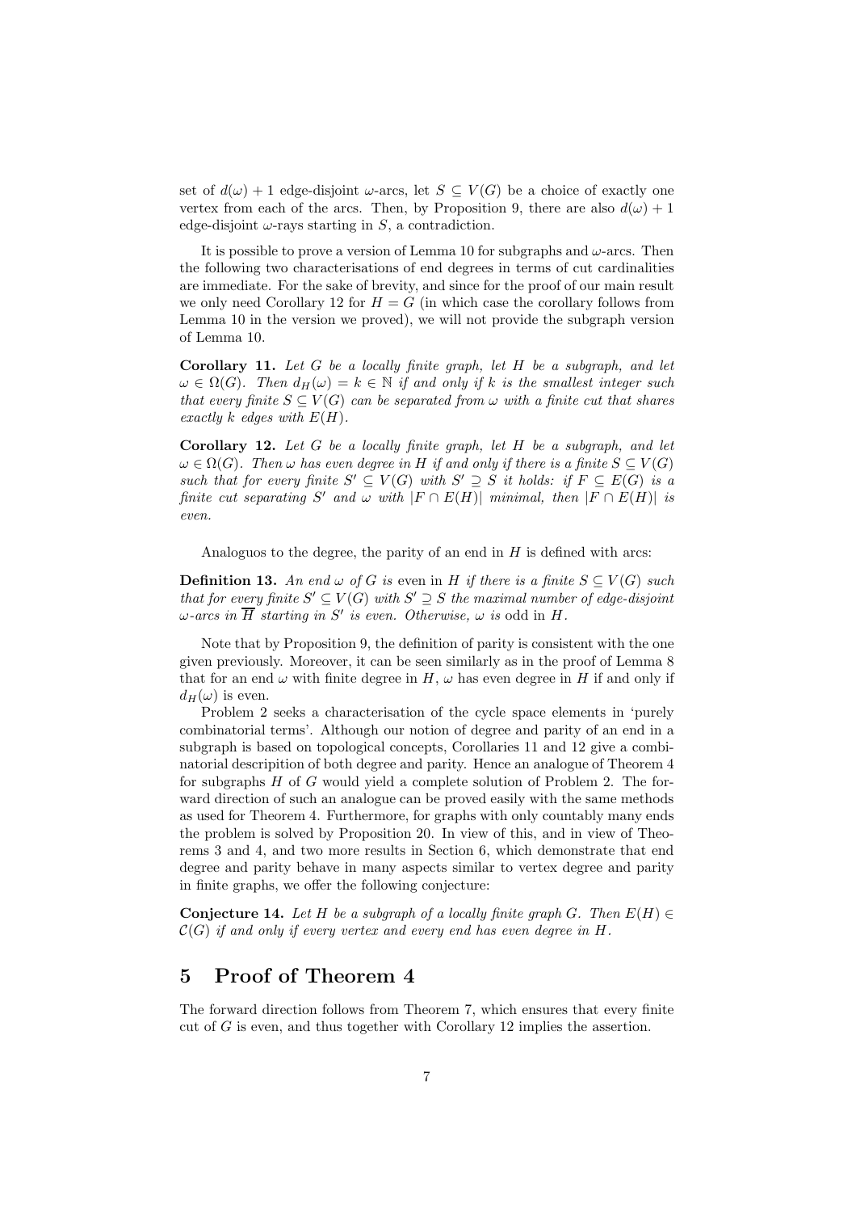set of $d(\omega) + 1$ edge-disjoint $\omega$-arcs, let $S \subseteq V(G)$ be a choice of exactly one vertex from each of the arcs. Then, by Proposition 9, there are also $d(\omega) + 1$ edge-disjoint $\omega$-rays starting in $S$, a contradiction.

It is possible to prove a version of Lemma 10 for subgraphs and $\omega$-arcs. Then the following two characterisations of end degrees in terms of cut cardinalities are immediate. For the sake of brevity, and since for the proof of our main result we only need Corollary 12 for $H = G$ (in which case the corollary follows from Lemma 10 in the version we proved), we will not provide the subgraph version of Lemma 10.

**Corollary 11.** *Let $G$ be a locally finite graph, let $H$ be a subgraph, and let $\omega \in \Omega(G)$. Then $d_H(\omega) = k \in \mathbb{N}$ if and only if $k$ is the smallest integer such that every finite $S \subseteq V(G)$ can be separated from $\omega$ with a finite cut that shares exactly $k$ edges with $E(H)$.*

**Corollary 12.** *Let $G$ be a locally finite graph, let $H$ be a subgraph, and let $\omega \in \Omega(G)$. Then $\omega$ has even degree in $H$ if and only if there is a finite $S \subseteq V(G)$ such that for every finite $S' \subseteq V(G)$ with $S' \supseteq S$ it holds: if $F \subseteq E(G)$ is a finite cut separating $S'$ and $\omega$ with $|F \cap E(H)|$ minimal, then $|F \cap E(H)|$ is even.*

Analoguos to the degree, the parity of an end in $H$ is defined with arcs:

**Definition 13.** *An end $\omega$ of $G$ is* even *in $H$ if there is a finite $S \subseteq V(G)$ such that for every finite $S' \subseteq V(G)$ with $S' \supseteq S$ the maximal number of edge-disjoint $\omega$-arcs in $\overline{H}$ starting in $S'$ is even. Otherwise, $\omega$ is* odd *in $H$.*

Note that by Proposition 9, the definition of parity is consistent with the one given previously. Moreover, it can be seen similarly as in the proof of Lemma 8 that for an end $\omega$ with finite degree in $H$, $\omega$ has even degree in $H$ if and only if $d_H(\omega)$ is even.

Problem 2 seeks a characterisation of the cycle space elements in 'purely combinatorial terms'. Although our notion of degree and parity of an end in a subgraph is based on topological concepts, Corollaries 11 and 12 give a combinatorial descripition of both degree and parity. Hence an analogue of Theorem 4 for subgraphs $H$ of $G$ would yield a complete solution of Problem 2. The forward direction of such an analogue can be proved easily with the same methods as used for Theorem 4. Furthermore, for graphs with only countably many ends the problem is solved by Proposition 20. In view of this, and in view of Theorems 3 and 4, and two more results in Section 6, which demonstrate that end degree and parity behave in many aspects similar to vertex degree and parity in finite graphs, we offer the following conjecture:

**Conjecture 14.** *Let $H$ be a subgraph of a locally finite graph $G$. Then $E(H) \in \mathcal{C}(G)$ if and only if every vertex and every end has even degree in $H$.*

## 5 Proof of Theorem 4

The forward direction follows from Theorem 7, which ensures that every finite cut of $G$ is even, and thus together with Corollary 12 implies the assertion.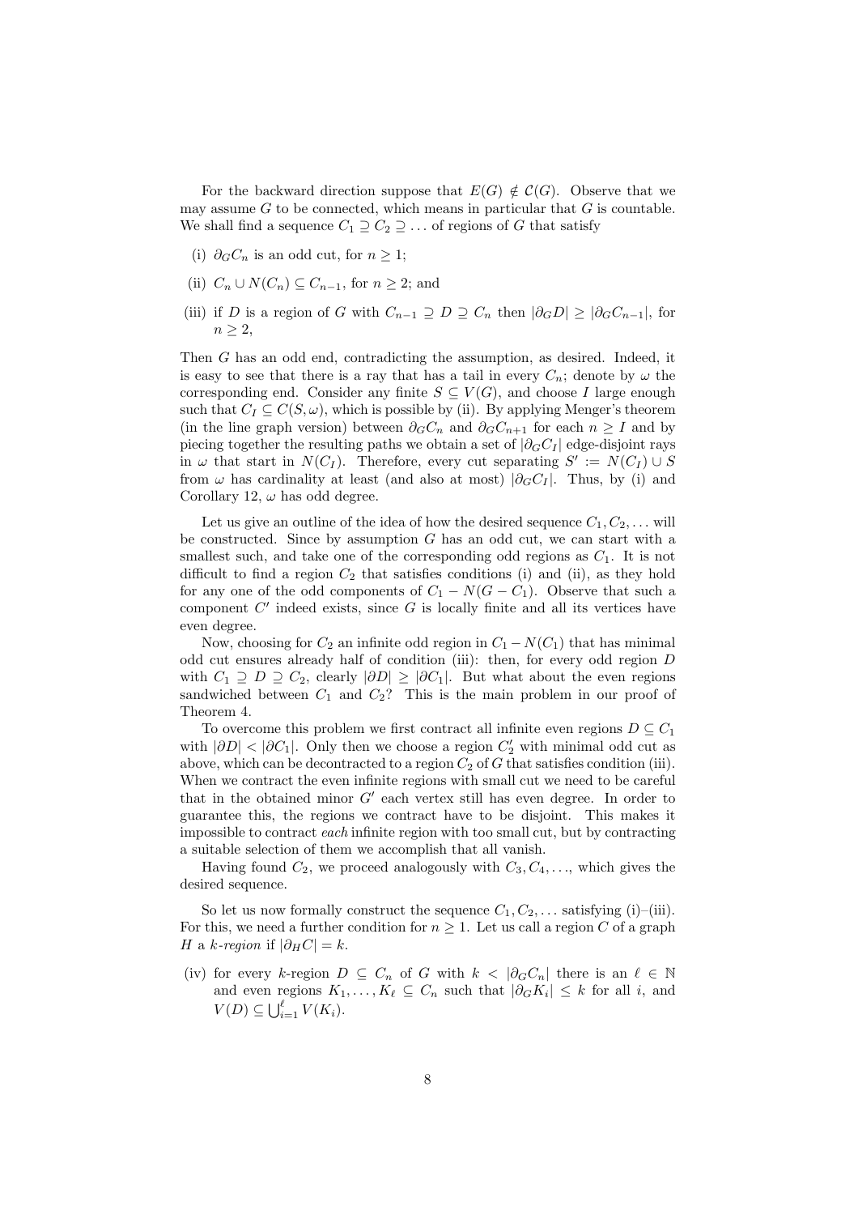For the backward direction suppose that $E(G) \notin \mathcal{C}(G)$. Observe that we may assume $G$ to be connected, which means in particular that $G$ is countable. We shall find a sequence $C_1 \supseteq C_2 \supseteq \ldots$ of regions of $G$ that satisfy

(i) $\partial_G C_n$ is an odd cut, for $n \geq 1$;

(ii) $C_n \cup N(C_n) \subseteq C_{n-1}$, for $n \geq 2$; and

(iii) if $D$ is a region of $G$ with $C_{n-1} \supseteq D \supseteq C_n$ then $|\partial_G D| \geq |\partial_G C_{n-1}|$, for $n \geq 2$,

Then $G$ has an odd end, contradicting the assumption, as desired. Indeed, it is easy to see that there is a ray that has a tail in every $C_n$; denote by $\omega$ the corresponding end. Consider any finite $S \subseteq V(G)$, and choose $I$ large enough such that $C_I \subseteq C(S, \omega)$, which is possible by (ii). By applying Menger's theorem (in the line graph version) between $\partial_G C_n$ and $\partial_G C_{n+1}$ for each $n \geq I$ and by piecing together the resulting paths we obtain a set of $|\partial_G C_I|$ edge-disjoint rays in $\omega$ that start in $N(C_I)$. Therefore, every cut separating $S' := N(C_I) \cup S$ from $\omega$ has cardinality at least (and also at most) $|\partial_G C_I|$. Thus, by (i) and Corollary 12, $\omega$ has odd degree.

Let us give an outline of the idea of how the desired sequence $C_1, C_2, \ldots$ will be constructed. Since by assumption $G$ has an odd cut, we can start with a smallest such, and take one of the corresponding odd regions as $C_1$. It is not difficult to find a region $C_2$ that satisfies conditions (i) and (ii), as they hold for any one of the odd components of $C_1 - N(G - C_1)$. Observe that such a component $C'$ indeed exists, since $G$ is locally finite and all its vertices have even degree.

Now, choosing for $C_2$ an infinite odd region in $C_1 - N(C_1)$ that has minimal odd cut ensures already half of condition (iii): then, for every odd region $D$ with $C_1 \supseteq D \supseteq C_2$, clearly $|\partial D| \geq |\partial C_1|$. But what about the even regions sandwiched between $C_1$ and $C_2$? This is the main problem in our proof of Theorem 4.

To overcome this problem we first contract all infinite even regions $D \subseteq C_1$ with $|\partial D| < |\partial C_1|$. Only then we choose a region $C_2'$ with minimal odd cut as above, which can be decontracted to a region $C_2$ of $G$ that satisfies condition (iii). When we contract the even infinite regions with small cut we need to be careful that in the obtained minor $G'$ each vertex still has even degree. In order to guarantee this, the regions we contract have to be disjoint. This makes it impossible to contract *each* infinite region with too small cut, but by contracting a suitable selection of them we accomplish that all vanish.

Having found $C_2$, we proceed analogously with $C_3, C_4, \ldots$, which gives the desired sequence.

So let us now formally construct the sequence $C_1, C_2, \ldots$ satisfying (i)–(iii). For this, we need a further condition for $n \geq 1$. Let us call a region $C$ of a graph $H$ a *$k$-region* if $|\partial_H C| = k$.

(iv) for every $k$-region $D \subseteq C_n$ of $G$ with $k < |\partial_G C_n|$ there is an $\ell \in \mathbb{N}$ and even regions $K_1, \ldots, K_\ell \subseteq C_n$ such that $|\partial_G K_i| \leq k$ for all $i$, and $V(D) \subseteq \bigcup_{i=1}^{\ell} V(K_i)$.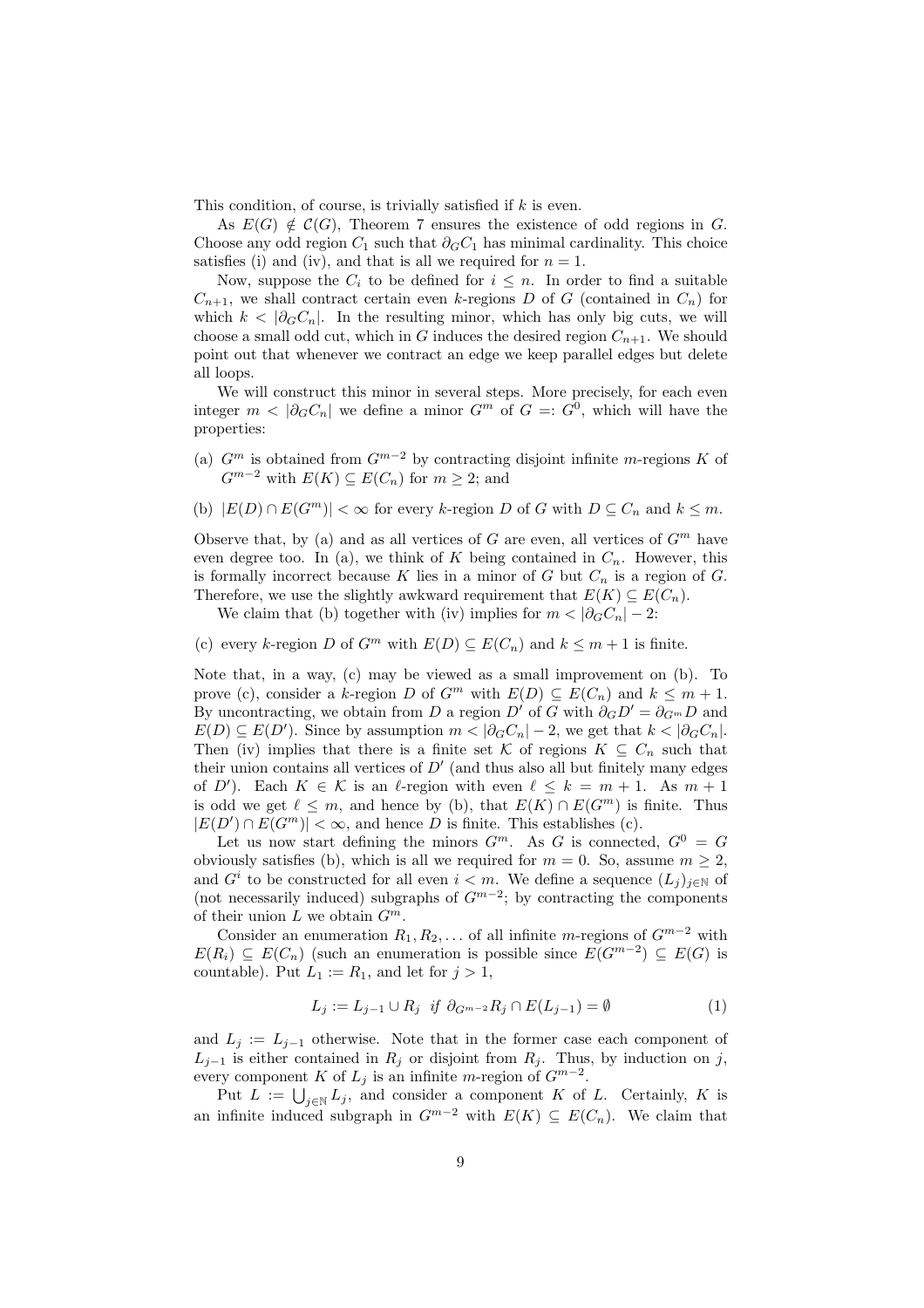This condition, of course, is trivially satisfied if $k$ is even.

As $E(G) \notin \mathcal{C}(G)$, Theorem 7 ensures the existence of odd regions in $G$. Choose any odd region $C_1$ such that $\partial_G C_1$ has minimal cardinality. This choice satisfies (i) and (iv), and that is all we required for $n = 1$.

Now, suppose the $C_i$ to be defined for $i \leq n$. In order to find a suitable $C_{n+1}$, we shall contract certain even $k$-regions $D$ of $G$ (contained in $C_n$) for which $k < |\partial_G C_n|$. In the resulting minor, which has only big cuts, we will choose a small odd cut, which in $G$ induces the desired region $C_{n+1}$. We should point out that whenever we contract an edge we keep parallel edges but delete all loops.

We will construct this minor in several steps. More precisely, for each even integer $m < |\partial_G C_n|$ we define a minor $G^m$ of $G =: G^0$, which will have the properties:

(a) $G^m$ is obtained from $G^{m-2}$ by contracting disjoint infinite $m$-regions $K$ of $G^{m-2}$ with $E(K) \subseteq E(C_n)$ for $m \geq 2$; and

(b) $|E(D) \cap E(G^m)| < \infty$ for every $k$-region $D$ of $G$ with $D \subseteq C_n$ and $k \leq m$.

Observe that, by (a) and as all vertices of $G$ are even, all vertices of $G^m$ have even degree too. In (a), we think of $K$ being contained in $C_n$. However, this is formally incorrect because $K$ lies in a minor of $G$ but $C_n$ is a region of $G$. Therefore, we use the slightly awkward requirement that $E(K) \subseteq E(C_n)$.

We claim that (b) together with (iv) implies for $m < |\partial_G C_n| - 2$:

(c) every $k$-region $D$ of $G^m$ with $E(D) \subseteq E(C_n)$ and $k \leq m + 1$ is finite.

Note that, in a way, (c) may be viewed as a small improvement on (b). To prove (c), consider a $k$-region $D$ of $G^m$ with $E(D) \subseteq E(C_n)$ and $k \leq m + 1$. By uncontracting, we obtain from $D$ a region $D'$ of $G$ with $\partial_G D' = \partial_{G^m} D$ and $E(D) \subseteq E(D')$. Since by assumption $m < |\partial_G C_n| - 2$, we get that $k < |\partial_G C_n|$. Then (iv) implies that there is a finite set $\mathcal{K}$ of regions $K \subseteq C_n$ such that their union contains all vertices of $D'$ (and thus also all but finitely many edges of $D'$). Each $K \in \mathcal{K}$ is an $\ell$-region with even $\ell \leq k = m + 1$. As $m + 1$ is odd we get $\ell \leq m$, and hence by (b), that $E(K) \cap E(G^m)$ is finite. Thus $|E(D') \cap E(G^m)| < \infty$, and hence $D$ is finite. This establishes (c).

Let us now start defining the minors $G^m$. As $G$ is connected, $G^0 = G$ obviously satisfies (b), which is all we required for $m = 0$. So, assume $m \geq 2$, and $G^i$ to be constructed for all even $i < m$. We define a sequence $(L_j)_{j \in \mathbb{N}}$ of (not necessarily induced) subgraphs of $G^{m-2}$; by contracting the components of their union $L$ we obtain $G^m$.

Consider an enumeration $R_1, R_2, \ldots$ of all infinite $m$-regions of $G^{m-2}$ with $E(R_i) \subseteq E(C_n)$ (such an enumeration is possible since $E(G^{m-2}) \subseteq E(G)$ is countable). Put $L_1 := R_1$, and let for $j > 1$,

$$L_j := L_{j-1} \cup R_j \;\; \textit{if} \;\; \partial_{G^{m-2}} R_j \cap E(L_{j-1}) = \emptyset \tag{1}$$

and $L_j := L_{j-1}$ otherwise. Note that in the former case each component of $L_{j-1}$ is either contained in $R_j$ or disjoint from $R_j$. Thus, by induction on $j$, every component $K$ of $L_j$ is an infinite $m$-region of $G^{m-2}$.

Put $L := \bigcup_{j \in \mathbb{N}} L_j$, and consider a component $K$ of $L$. Certainly, $K$ is an infinite induced subgraph in $G^{m-2}$ with $E(K) \subseteq E(C_n)$. We claim that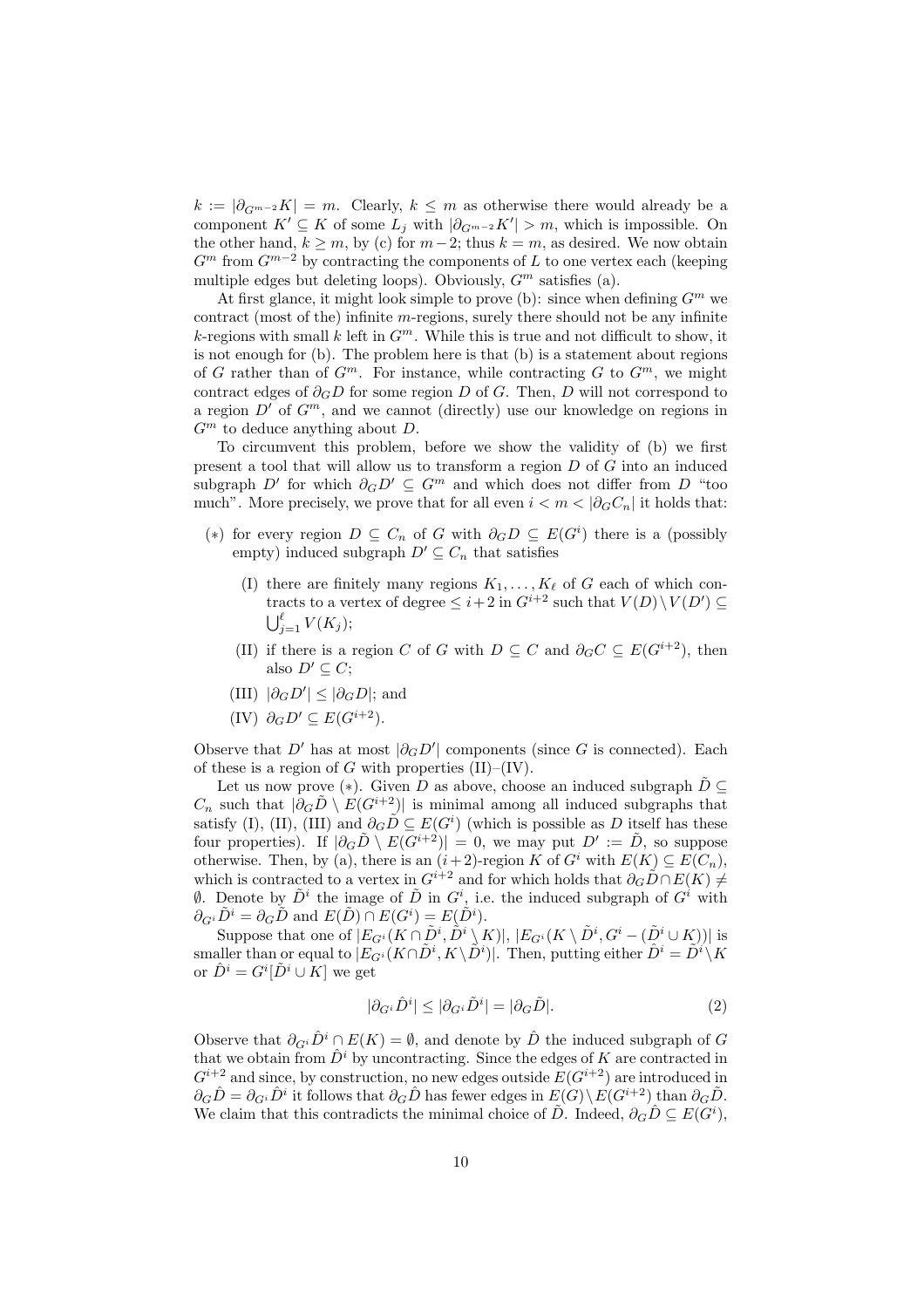$k := |\partial_{G^{m-2}} K| = m$. Clearly, $k \leq m$ as otherwise there would already be a component $K' \subseteq K$ of some $L_j$ with $|\partial_{G^{m-2}} K'| > m$, which is impossible. On the other hand, $k \geq m$, by (c) for $m-2$; thus $k = m$, as desired. We now obtain $G^m$ from $G^{m-2}$ by contracting the components of $L$ to one vertex each (keeping multiple edges but deleting loops). Obviously, $G^m$ satisfies (a).

At first glance, it might look simple to prove (b): since when defining $G^m$ we contract (most of the) infinite $m$-regions, surely there should not be any infinite $k$-regions with small $k$ left in $G^m$. While this is true and not difficult to show, it is not enough for (b). The problem here is that (b) is a statement about regions of $G$ rather than of $G^m$. For instance, while contracting $G$ to $G^m$, we might contract edges of $\partial_G D$ for some region $D$ of $G$. Then, $D$ will not correspond to a region $D'$ of $G^m$, and we cannot (directly) use our knowledge on regions in $G^m$ to deduce anything about $D$.

To circumvent this problem, before we show the validity of (b) we first present a tool that will allow us to transform a region $D$ of $G$ into an induced subgraph $D'$ for which $\partial_G D' \subseteq G^m$ and which does not differ from $D$ "too much". More precisely, we prove that for all even $i < m < |\partial_G C_n|$ it holds that:

($*$) for every region $D \subseteq C_n$ of $G$ with $\partial_G D \subseteq E(G^i)$ there is a (possibly empty) induced subgraph $D' \subseteq C_n$ that satisfies

- (I) there are finitely many regions $K_1, \ldots, K_\ell$ of $G$ each of which contracts to a vertex of degree $\leq i+2$ in $G^{i+2}$ such that $V(D) \setminus V(D') \subseteq \bigcup_{j=1}^{\ell} V(K_j)$;
- (II) if there is a region $C$ of $G$ with $D \subseteq C$ and $\partial_G C \subseteq E(G^{i+2})$, then also $D' \subseteq C$;
- (III) $|\partial_G D'| \leq |\partial_G D|$; and
- (IV) $\partial_G D' \subseteq E(G^{i+2})$.

Observe that $D'$ has at most $|\partial_G D'|$ components (since $G$ is connected). Each of these is a region of $G$ with properties (II)–(IV).

Let us now prove ($*$). Given $D$ as above, choose an induced subgraph $\tilde{D} \subseteq C_n$ such that $|\partial_G \tilde{D} \setminus E(G^{i+2})|$ is minimal among all induced subgraphs that satisfy (I), (II), (III) and $\partial_G \tilde{D} \subseteq E(G^i)$ (which is possible as $D$ itself has these four properties). If $|\partial_G \tilde{D} \setminus E(G^{i+2})| = 0$, we may put $D' := \tilde{D}$, so suppose otherwise. Then, by (a), there is an $(i+2)$-region $K$ of $G^i$ with $E(K) \subseteq E(C_n)$, which is contracted to a vertex in $G^{i+2}$ and for which holds that $\partial_G \tilde{D} \cap E(K) \neq \emptyset$. Denote by $\tilde{D}^i$ the image of $\tilde{D}$ in $G^i$, i.e. the induced subgraph of $G^i$ with $\partial_{G^i} \tilde{D}^i = \partial_G \tilde{D}$ and $E(\tilde{D}) \cap E(G^i) = E(\tilde{D}^i)$.

Suppose that one of $|E_{G^i}(K \cap \tilde{D}^i, \tilde{D}^i \setminus K)|$, $|E_{G^i}(K \setminus \tilde{D}^i, G^i - (\tilde{D}^i \cup K))|$ is smaller than or equal to $|E_{G^i}(K \cap \tilde{D}^i, K \setminus \tilde{D}^i)|$. Then, putting either $\hat{D}^i = \tilde{D}^i \setminus K$ or $\hat{D}^i = G^i[\tilde{D}^i \cup K]$ we get

$$|\partial_{G^i} \hat{D}^i| \leq |\partial_{G^i} \tilde{D}^i| = |\partial_G \tilde{D}|. \tag{2}$$

Observe that $\partial_{G^i} \hat{D}^i \cap E(K) = \emptyset$, and denote by $\hat{D}$ the induced subgraph of $G$ that we obtain from $\hat{D}^i$ by uncontracting. Since the edges of $K$ are contracted in $G^{i+2}$ and since, by construction, no new edges outside $E(G^{i+2})$ are introduced in $\partial_G \hat{D} = \partial_{G^i} \hat{D}^i$ it follows that $\partial_G \hat{D}$ has fewer edges in $E(G) \setminus E(G^{i+2})$ than $\partial_G \tilde{D}$. We claim that this contradicts the minimal choice of $\tilde{D}$. Indeed, $\partial_G \hat{D} \subseteq E(G^i)$,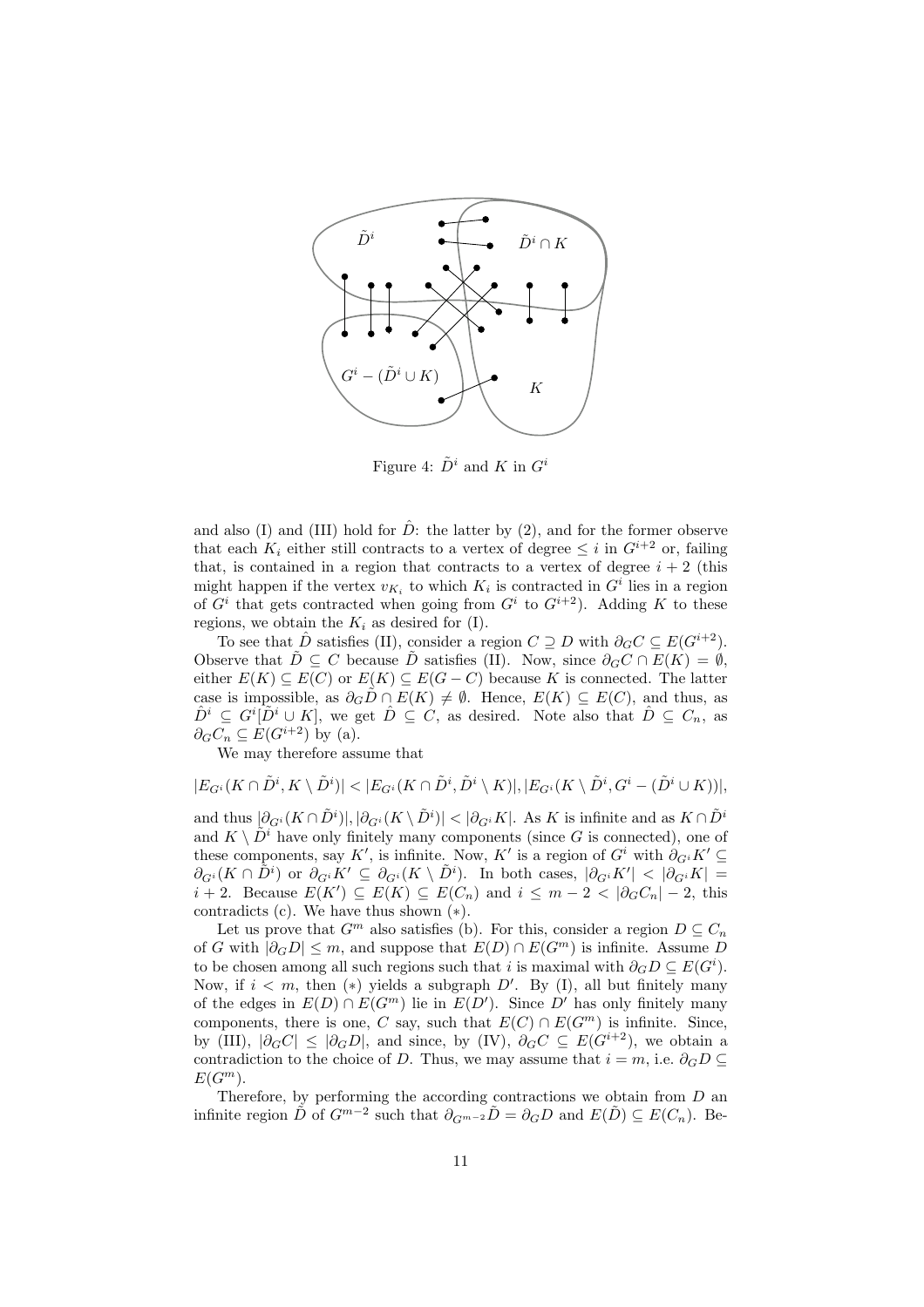Figure 4: $\tilde{D}^i$ and $K$ in $G^i$

and also (I) and (III) hold for $\hat{D}$: the latter by (2), and for the former observe that each $K_i$ either still contracts to a vertex of degree $\leq i$ in $G^{i+2}$ or, failing that, is contained in a region that contracts to a vertex of degree $i+2$ (this might happen if the vertex $v_{K_i}$ to which $K_i$ is contracted in $G^i$ lies in a region of $G^i$ that gets contracted when going from $G^i$ to $G^{i+2}$). Adding $K$ to these regions, we obtain the $K_i$ as desired for (I).

To see that $\hat{D}$ satisfies (II), consider a region $C \supseteq D$ with $\partial_G C \subseteq E(G^{i+2})$. Observe that $\tilde{D} \subseteq C$ because $\tilde{D}$ satisfies (II). Now, since $\partial_G C \cap E(K) = \emptyset$, either $E(K) \subseteq E(C)$ or $E(K) \subseteq E(G - C)$ because $K$ is connected. The latter case is impossible, as $\partial_G \tilde{D} \cap E(K) \neq \emptyset$. Hence, $E(K) \subseteq E(C)$, and thus, as $\hat{D}^i \subseteq G^i[\tilde{D}^i \cup K]$, we get $\hat{D} \subseteq C$, as desired. Note also that $\hat{D} \subseteq C_n$, as $\partial_G C_n \subseteq E(G^{i+2})$ by (a).

We may therefore assume that

$$|E_{G^i}(K \cap \tilde{D}^i, K \setminus \tilde{D}^i)| < |E_{G^i}(K \cap \tilde{D}^i, \tilde{D}^i \setminus K)|, |E_{G^i}(K \setminus \tilde{D}^i, G^i - (\tilde{D}^i \cup K))|,$$

and thus $|\partial_{G^i}(K \cap \tilde{D}^i)|, |\partial_{G^i}(K \setminus \tilde{D}^i)| < |\partial_{G^i} K|$. As $K$ is infinite and as $K \cap \tilde{D}^i$ and $K \setminus \tilde{D}^i$ have only finitely many components (since $G$ is connected), one of these components, say $K'$, is infinite. Now, $K'$ is a region of $G^i$ with $\partial_{G^i} K' \subseteq \partial_{G^i}(K \cap \tilde{D}^i)$ or $\partial_{G^i} K' \subseteq \partial_{G^i}(K \setminus \tilde{D}^i)$. In both cases, $|\partial_{G^i} K'| < |\partial_{G^i} K| = i+2$. Because $E(K') \subseteq E(K) \subseteq E(C_n)$ and $i \leq m-2 < |\partial_G C_n| - 2$, this contradicts (c). We have thus shown $(*)$.

Let us prove that $G^m$ also satisfies (b). For this, consider a region $D \subseteq C_n$ of $G$ with $|\partial_G D| \leq m$, and suppose that $E(D) \cap E(G^m)$ is infinite. Assume $D$ to be chosen among all such regions such that $i$ is maximal with $\partial_G D \subseteq E(G^i)$. Now, if $i < m$, then $(*)$ yields a subgraph $D'$. By (I), all but finitely many of the edges in $E(D) \cap E(G^m)$ lie in $E(D')$. Since $D'$ has only finitely many components, there is one, $C$ say, such that $E(C) \cap E(G^m)$ is infinite. Since, by (III), $|\partial_G C| \leq |\partial_G D|$, and since, by (IV), $\partial_G C \subseteq E(G^{i+2})$, we obtain a contradiction to the choice of $D$. Thus, we may assume that $i = m$, i.e. $\partial_G D \subseteq E(G^m)$.

Therefore, by performing the according contractions we obtain from $D$ an infinite region $\tilde{D}$ of $G^{m-2}$ such that $\partial_{G^{m-2}} \tilde{D} = \partial_G D$ and $E(\tilde{D}) \subseteq E(C_n)$. Be-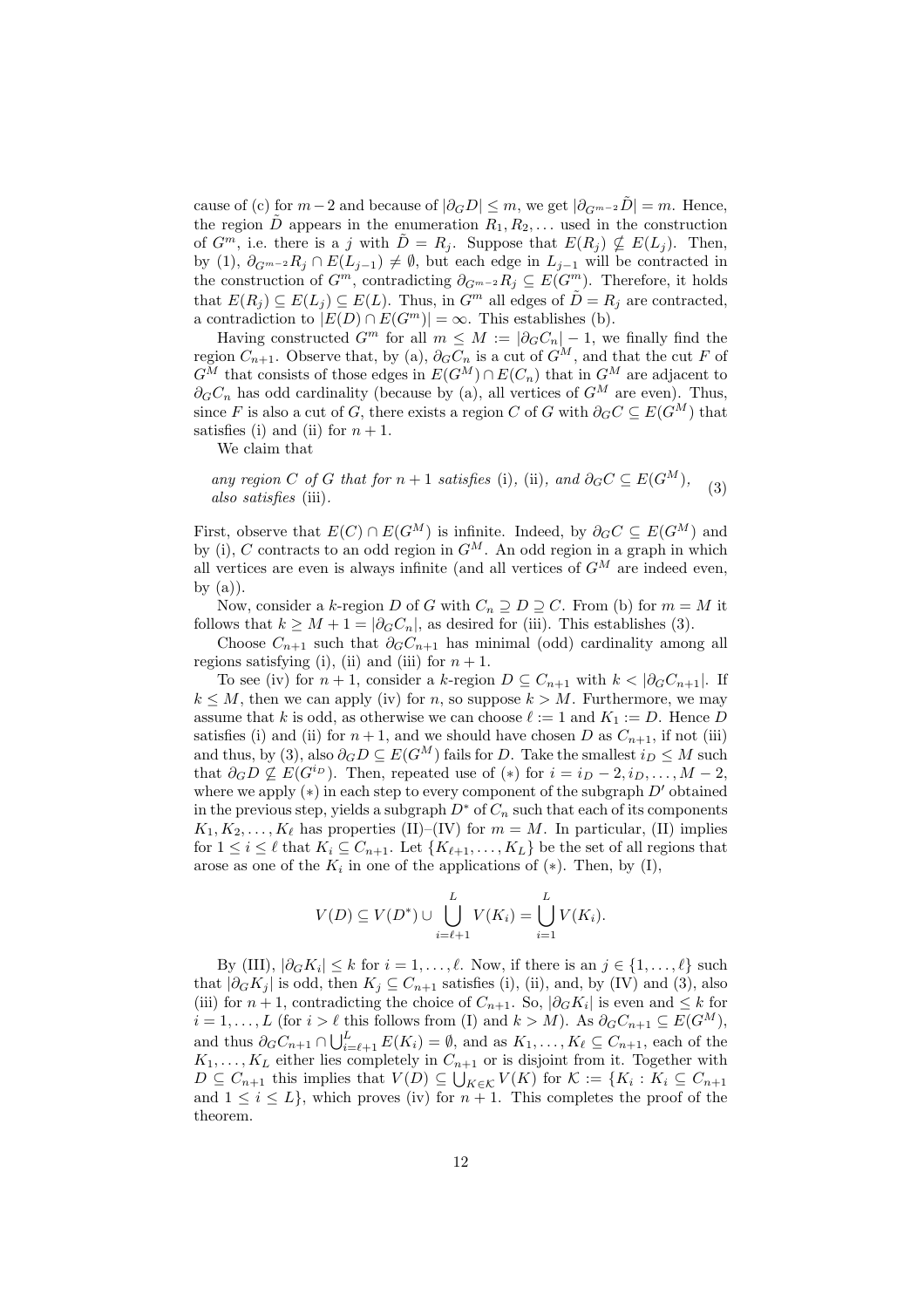cause of (c) for $m-2$ and because of $|\partial_G D| \leq m$, we get $|\partial_{G^{m-2}} \tilde{D}| = m$. Hence, the region $\tilde{D}$ appears in the enumeration $R_1, R_2, \ldots$ used in the construction of $G^m$, i.e. there is a $j$ with $\tilde{D} = R_j$. Suppose that $E(R_j) \not\subseteq E(L_j)$. Then, by (1), $\partial_{G^{m-2}} R_j \cap E(L_{j-1}) \neq \emptyset$, but each edge in $L_{j-1}$ will be contracted in the construction of $G^m$, contradicting $\partial_{G^{m-2}} R_j \subseteq E(G^m)$. Therefore, it holds that $E(R_j) \subseteq E(L_j) \subseteq E(L)$. Thus, in $G^m$ all edges of $\tilde{D} = R_j$ are contracted, a contradiction to $|E(D) \cap E(G^m)| = \infty$. This establishes (b).

Having constructed $G^m$ for all $m \leq M := |\partial_G C_n| - 1$, we finally find the region $C_{n+1}$. Observe that, by (a), $\partial_G C_n$ is a cut of $G^M$, and that the cut $F$ of $G^M$ that consists of those edges in $E(G^M) \cap E(C_n)$ that in $G^M$ are adjacent to $\partial_G C_n$ has odd cardinality (because by (a), all vertices of $G^M$ are even). Thus, since $F$ is also a cut of $G$, there exists a region $C$ of $G$ with $\partial_G C \subseteq E(G^M)$ that satisfies (i) and (ii) for $n+1$.

We claim that

$$\textit{any region } C \textit{ of } G \textit{ that for } n+1 \textit{ satisfies } \text{(i), (ii)}, \textit{ and } \partial_G C \subseteq E(G^M), \textit{ also satisfies } \text{(iii)}. \tag{3}$$

First, observe that $E(C) \cap E(G^M)$ is infinite. Indeed, by $\partial_G C \subseteq E(G^M)$ and by (i), $C$ contracts to an odd region in $G^M$. An odd region in a graph in which all vertices are even is always infinite (and all vertices of $G^M$ are indeed even, by (a)).

Now, consider a $k$-region $D$ of $G$ with $C_n \supseteq D \supseteq C$. From (b) for $m = M$ it follows that $k \geq M + 1 = |\partial_G C_n|$, as desired for (iii). This establishes (3).

Choose $C_{n+1}$ such that $\partial_G C_{n+1}$ has minimal (odd) cardinality among all regions satisfying (i), (ii) and (iii) for $n+1$.

To see (iv) for $n+1$, consider a $k$-region $D \subseteq C_{n+1}$ with $k < |\partial_G C_{n+1}|$. If $k \leq M$, then we can apply (iv) for $n$, so suppose $k > M$. Furthermore, we may assume that $k$ is odd, as otherwise we can choose $\ell := 1$ and $K_1 := D$. Hence $D$ satisfies (i) and (ii) for $n+1$, and we should have chosen $D$ as $C_{n+1}$, if not (iii) and thus, by (3), also $\partial_G D \subseteq E(G^M)$ fails for $D$. Take the smallest $i_D \leq M$ such that $\partial_G D \not\subseteq E(G^{i_D})$. Then, repeated use of $(*)$ for $i = i_D - 2, i_D, \ldots, M-2$, where we apply $(*)$ in each step to every component of the subgraph $D'$ obtained in the previous step, yields a subgraph $D^*$ of $C_n$ such that each of its components $K_1, K_2, \ldots, K_\ell$ has properties (II)–(IV) for $m = M$. In particular, (II) implies for $1 \leq i \leq \ell$ that $K_i \subseteq C_{n+1}$. Let $\{K_{\ell+1}, \ldots, K_L\}$ be the set of all regions that arose as one of the $K_i$ in one of the applications of $(*)$. Then, by (I),

$$V(D) \subseteq V(D^*) \cup \bigcup_{i=\ell+1}^{L} V(K_i) = \bigcup_{i=1}^{L} V(K_i).$$

By (III), $|\partial_G K_i| \leq k$ for $i = 1, \ldots, \ell$. Now, if there is an $j \in \{1, \ldots, \ell\}$ such that $|\partial_G K_j|$ is odd, then $K_j \subseteq C_{n+1}$ satisfies (i), (ii), and, by (IV) and (3), also (iii) for $n+1$, contradicting the choice of $C_{n+1}$. So, $|\partial_G K_i|$ is even and $\leq k$ for $i = 1, \ldots, L$ (for $i > \ell$ this follows from (I) and $k > M$). As $\partial_G C_{n+1} \subseteq E(G^M)$, and thus $\partial_G C_{n+1} \cap \bigcup_{i=\ell+1}^{L} E(K_i) = \emptyset$, and as $K_1, \ldots, K_\ell \subseteq C_{n+1}$, each of the $K_1, \ldots, K_L$ either lies completely in $C_{n+1}$ or is disjoint from it. Together with $D \subseteq C_{n+1}$ this implies that $V(D) \subseteq \bigcup_{K \in \mathcal{K}} V(K)$ for $\mathcal{K} := \{K_i : K_i \subseteq C_{n+1}$ and $1 \leq i \leq L\}$, which proves (iv) for $n+1$. This completes the proof of the theorem.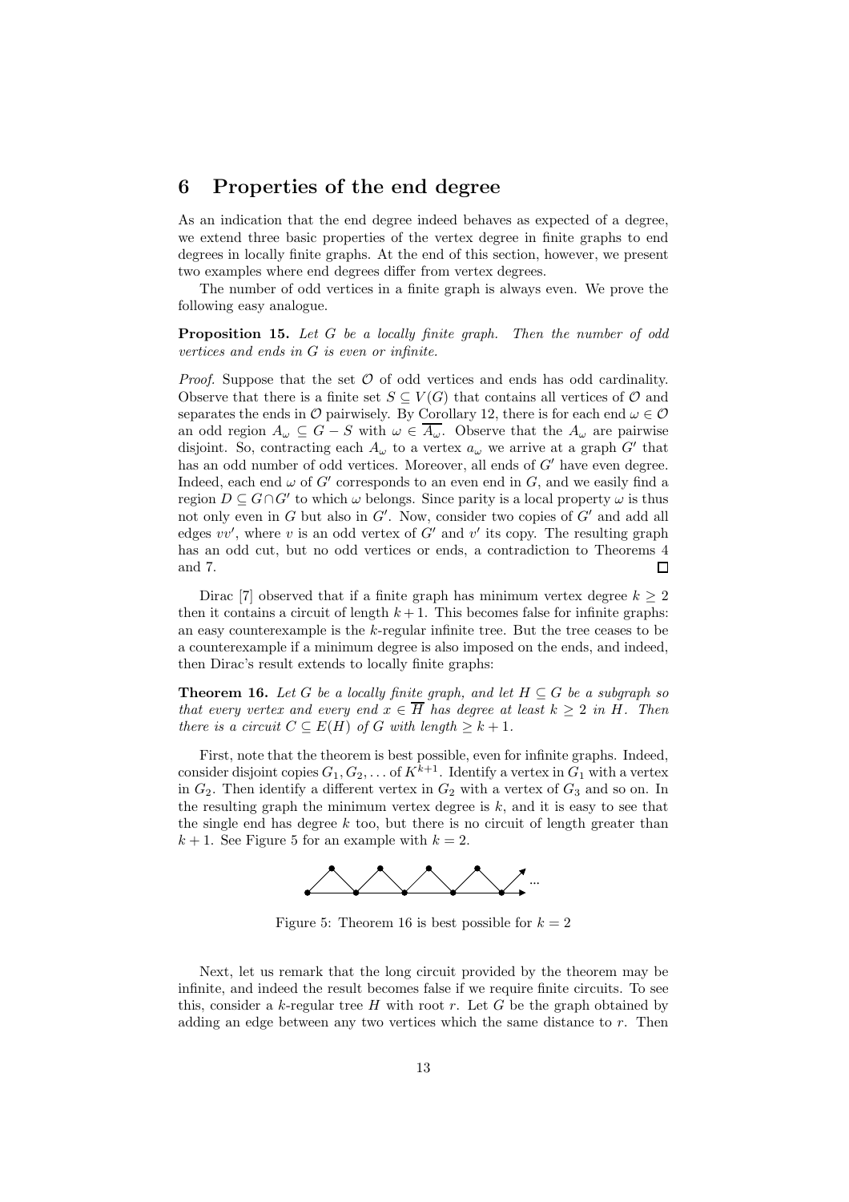## 6 Properties of the end degree

As an indication that the end degree indeed behaves as expected of a degree, we extend three basic properties of the vertex degree in finite graphs to end degrees in locally finite graphs. At the end of this section, however, we present two examples where end degrees differ from vertex degrees.

The number of odd vertices in a finite graph is always even. We prove the following easy analogue.

**Proposition 15.** *Let $G$ be a locally finite graph. Then the number of odd vertices and ends in $G$ is even or infinite.*

*Proof.* Suppose that the set $\mathcal{O}$ of odd vertices and ends has odd cardinality. Observe that there is a finite set $S \subseteq V(G)$ that contains all vertices of $\mathcal{O}$ and separates the ends in $\mathcal{O}$ pairwisely. By Corollary 12, there is for each end $\omega \in \mathcal{O}$ an odd region $A_\omega \subseteq G - S$ with $\omega \in \overline{A_\omega}$. Observe that the $A_\omega$ are pairwise disjoint. So, contracting each $A_\omega$ to a vertex $a_\omega$ we arrive at a graph $G'$ that has an odd number of odd vertices. Moreover, all ends of $G'$ have even degree. Indeed, each end $\omega$ of $G'$ corresponds to an even end in $G$, and we easily find a region $D \subseteq G \cap G'$ to which $\omega$ belongs. Since parity is a local property $\omega$ is thus not only even in $G$ but also in $G'$. Now, consider two copies of $G'$ and add all edges $vv'$, where $v$ is an odd vertex of $G'$ and $v'$ its copy. The resulting graph has an odd cut, but no odd vertices or ends, a contradiction to Theorems 4 and 7. $\square$

Dirac [7] observed that if a finite graph has minimum vertex degree $k \geq 2$ then it contains a circuit of length $k+1$. This becomes false for infinite graphs: an easy counterexample is the $k$-regular infinite tree. But the tree ceases to be a counterexample if a minimum degree is also imposed on the ends, and indeed, then Dirac's result extends to locally finite graphs:

**Theorem 16.** *Let $G$ be a locally finite graph, and let $H \subseteq G$ be a subgraph so that every vertex and every end $x \in \overline{H}$ has degree at least $k \geq 2$ in $H$. Then there is a circuit $C \subseteq E(H)$ of $G$ with length $\geq k+1$.*

First, note that the theorem is best possible, even for infinite graphs. Indeed, consider disjoint copies $G_1, G_2, \ldots$ of $K^{k+1}$. Identify a vertex in $G_1$ with a vertex in $G_2$. Then identify a different vertex in $G_2$ with a vertex of $G_3$ and so on. In the resulting graph the minimum vertex degree is $k$, and it is easy to see that the single end has degree $k$ too, but there is no circuit of length greater than $k+1$. See Figure 5 for an example with $k = 2$.

Figure 5: Theorem 16 is best possible for $k = 2$

Next, let us remark that the long circuit provided by the theorem may be infinite, and indeed the result becomes false if we require finite circuits. To see this, consider a $k$-regular tree $H$ with root $r$. Let $G$ be the graph obtained by adding an edge between any two vertices which the same distance to $r$. Then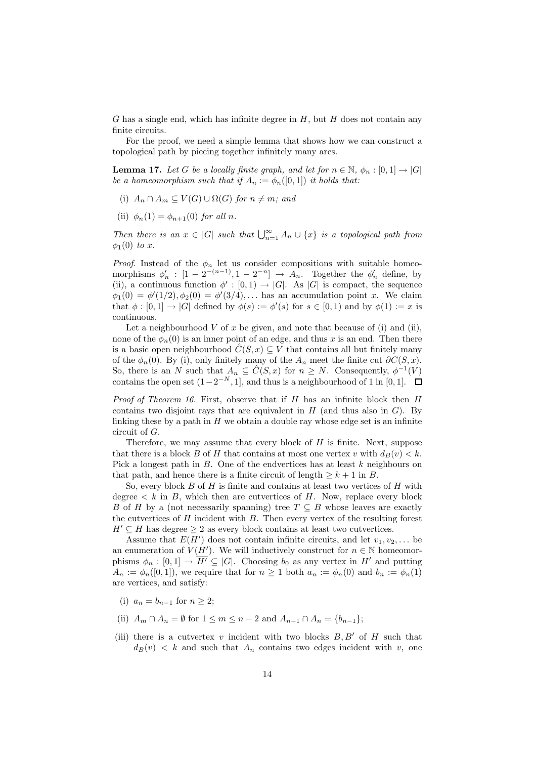$G$ has a single end, which has infinite degree in $H$, but $H$ does not contain any finite circuits.

For the proof, we need a simple lemma that shows how we can construct a topological path by piecing together infinitely many arcs.

**Lemma 17.** *Let $G$ be a locally finite graph, and let for $n \in \mathbb{N}$, $\phi_n : [0,1] \to |G|$ be a homeomorphism such that if $A_n := \phi_n([0,1])$ it holds that:*

- (i) *$A_n \cap A_m \subseteq V(G) \cup \Omega(G)$ for $n \neq m$; and*
- (ii) *$\phi_n(1) = \phi_{n+1}(0)$ for all $n$.*

*Then there is an $x \in |G|$ such that $\bigcup_{n=1}^{\infty} A_n \cup \{x\}$ is a topological path from $\phi_1(0)$ to $x$.*

*Proof.* Instead of the $\phi_n$ let us consider compositions with suitable homeomorphisms $\phi'_n : [1 - 2^{-(n-1)}, 1 - 2^{-n}] \to A_n$. Together the $\phi'_n$ define, by (ii), a continuous function $\phi' : [0,1) \to |G|$. As $|G|$ is compact, the sequence $\phi_1(0) = \phi'(1/2), \phi_2(0) = \phi'(3/4), \ldots$ has an accumulation point $x$. We claim that $\phi : [0,1] \to |G|$ defined by $\phi(s) := \phi'(s)$ for $s \in [0,1)$ and by $\phi(1) := x$ is continuous.

Let a neighbourhood $V$ of $x$ be given, and note that because of (i) and (ii), none of the $\phi_n(0)$ is an inner point of an edge, and thus $x$ is an end. Then there is a basic open neighbourhood $\hat{C}(S,x) \subseteq V$ that contains all but finitely many of the $\phi_n(0)$. By (i), only finitely many of the $A_n$ meet the finite cut $\partial C(S,x)$. So, there is an $N$ such that $A_n \subseteq \hat{C}(S,x)$ for $n \geq N$. Consequently, $\phi^{-1}(V)$ contains the open set $(1-2^{-N}, 1]$, and thus is a neighbourhood of 1 in $[0,1]$. $\square$

*Proof of Theorem 16.* First, observe that if $H$ has an infinite block then $H$ contains two disjoint rays that are equivalent in $H$ (and thus also in $G$). By linking these by a path in $H$ we obtain a double ray whose edge set is an infinite circuit of $G$.

Therefore, we may assume that every block of $H$ is finite. Next, suppose that there is a block $B$ of $H$ that contains at most one vertex $v$ with $d_B(v) < k$. Pick a longest path in $B$. One of the endvertices has at least $k$ neighbours on that path, and hence there is a finite circuit of length $\geq k+1$ in $B$.

So, every block $B$ of $H$ is finite and contains at least two vertices of $H$ with degree $< k$ in $B$, which then are cutvertices of $H$. Now, replace every block $B$ of $H$ by a (not necessarily spanning) tree $T \subseteq B$ whose leaves are exactly the cutvertices of $H$ incident with $B$. Then every vertex of the resulting forest $H' \subseteq H$ has degree $\geq 2$ as every block contains at least two cutvertices.

Assume that $E(H')$ does not contain infinite circuits, and let $v_1, v_2, \ldots$ be an enumeration of $V(H')$. We will inductively construct for $n \in \mathbb{N}$ homeomorphisms $\phi_n : [0,1] \to \overline{H'} \subseteq |G|$. Choosing $b_0$ as any vertex in $H'$ and putting $A_n := \phi_n([0,1])$, we require that for $n \geq 1$ both $a_n := \phi_n(0)$ and $b_n := \phi_n(1)$ are vertices, and satisfy:

- (i) $a_n = b_{n-1}$ for $n \geq 2$;
- (ii) $A_m \cap A_n = \emptyset$ for $1 \leq m \leq n-2$ and $A_{n-1} \cap A_n = \{b_{n-1}\}$;
- (iii) there is a cutvertex $v$ incident with two blocks $B, B'$ of $H$ such that $d_B(v) < k$ and such that $A_n$ contains two edges incident with $v$, one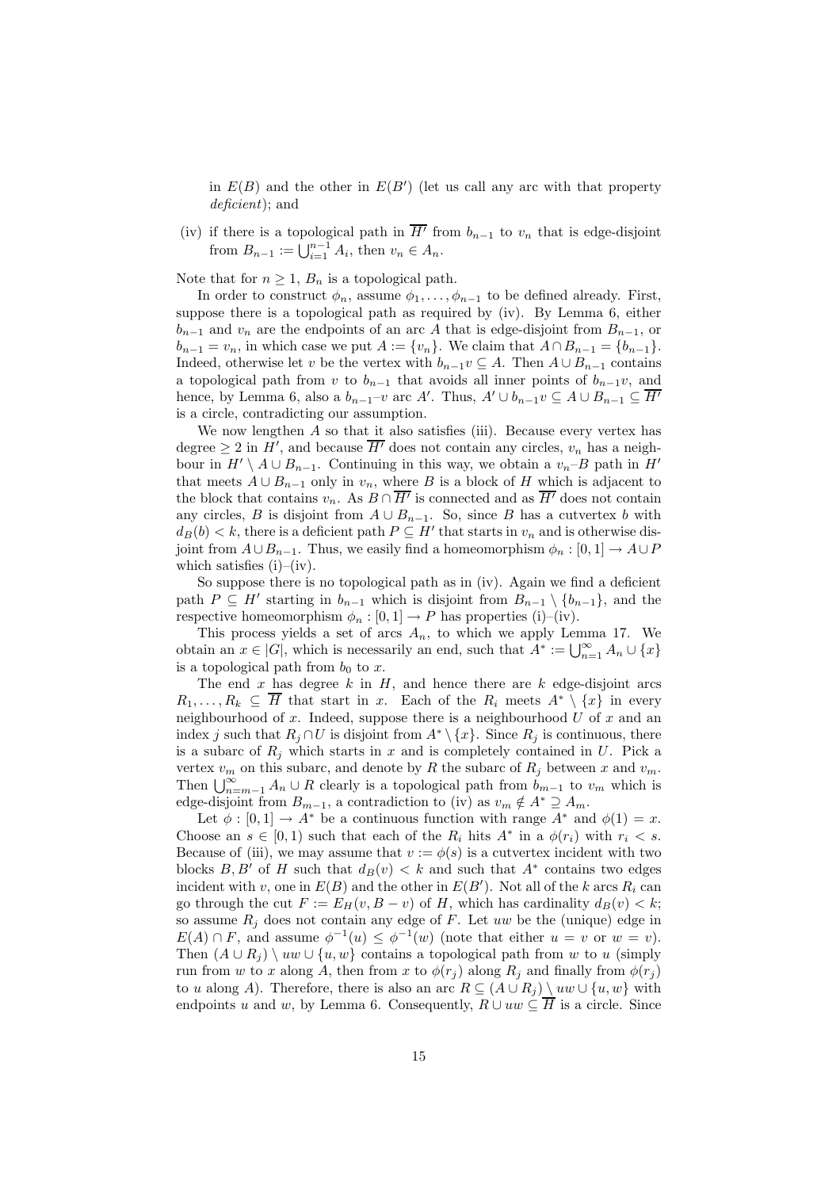in $E(B)$ and the other in $E(B')$ (let us call any arc with that property *deficient*); and

(iv) if there is a topological path in $\overline{H'}$ from $b_{n-1}$ to $v_n$ that is edge-disjoint from $B_{n-1} := \bigcup_{i=1}^{n-1} A_i$, then $v_n \in A_n$.

Note that for $n \geq 1$, $B_n$ is a topological path.

In order to construct $\phi_n$, assume $\phi_1, \ldots, \phi_{n-1}$ to be defined already. First, suppose there is a topological path as required by (iv). By Lemma 6, either $b_{n-1}$ and $v_n$ are the endpoints of an arc $A$ that is edge-disjoint from $B_{n-1}$, or $b_{n-1} = v_n$, in which case we put $A := \{v_n\}$. We claim that $A \cap B_{n-1} = \{b_{n-1}\}$. Indeed, otherwise let $v$ be the vertex with $b_{n-1}v \subseteq A$. Then $A \cup B_{n-1}$ contains a topological path from $v$ to $b_{n-1}$ that avoids all inner points of $b_{n-1}v$, and hence, by Lemma 6, also a $b_{n-1}$–$v$ arc $A'$. Thus, $A' \cup b_{n-1}v \subseteq A \cup B_{n-1} \subseteq \overline{H'}$ is a circle, contradicting our assumption.

We now lengthen $A$ so that it also satisfies (iii). Because every vertex has degree $\geq 2$ in $H'$, and because $\overline{H'}$ does not contain any circles, $v_n$ has a neighbour in $H' \setminus A \cup B_{n-1}$. Continuing in this way, we obtain a $v_n$–$B$ path in $H'$ that meets $A \cup B_{n-1}$ only in $v_n$, where $B$ is a block of $H$ which is adjacent to the block that contains $v_n$. As $B \cap \overline{H'}$ is connected and as $\overline{H'}$ does not contain any circles, $B$ is disjoint from $A \cup B_{n-1}$. So, since $B$ has a cutvertex $b$ with $d_B(b) < k$, there is a deficient path $P \subseteq H'$ that starts in $v_n$ and is otherwise disjoint from $A \cup B_{n-1}$. Thus, we easily find a homeomorphism $\phi_n : [0, 1] \to A \cup P$ which satisfies (i)–(iv).

So suppose there is no topological path as in (iv). Again we find a deficient path $P \subseteq H'$ starting in $b_{n-1}$ which is disjoint from $B_{n-1} \setminus \{b_{n-1}\}$, and the respective homeomorphism $\phi_n : [0, 1] \to P$ has properties (i)–(iv).

This process yields a set of arcs $A_n$, to which we apply Lemma 17. We obtain an $x \in |G|$, which is necessarily an end, such that $A^* := \bigcup_{n=1}^{\infty} A_n \cup \{x\}$ is a topological path from $b_0$ to $x$.

The end $x$ has degree $k$ in $H$, and hence there are $k$ edge-disjoint arcs $R_1, \ldots, R_k \subseteq \overline{H}$ that start in $x$. Each of the $R_i$ meets $A^* \setminus \{x\}$ in every neighbourhood of $x$. Indeed, suppose there is a neighbourhood $U$ of $x$ and an index $j$ such that $R_j \cap U$ is disjoint from $A^* \setminus \{x\}$. Since $R_j$ is continuous, there is a subarc of $R_j$ which starts in $x$ and is completely contained in $U$. Pick a vertex $v_m$ on this subarc, and denote by $R$ the subarc of $R_j$ between $x$ and $v_m$. Then $\bigcup_{n=m-1}^{\infty} A_n \cup R$ clearly is a topological path from $b_{m-1}$ to $v_m$ which is edge-disjoint from $B_{m-1}$, a contradiction to (iv) as $v_m \notin A^* \supseteq A_m$.

Let $\phi : [0, 1] \to A^*$ be a continuous function with range $A^*$ and $\phi(1) = x$. Choose an $s \in [0, 1)$ such that each of the $R_i$ hits $A^*$ in a $\phi(r_i)$ with $r_i < s$. Because of (iii), we may assume that $v := \phi(s)$ is a cutvertex incident with two blocks $B, B'$ of $H$ such that $d_B(v) < k$ and such that $A^*$ contains two edges incident with $v$, one in $E(B)$ and the other in $E(B')$. Not all of the $k$ arcs $R_i$ can go through the cut $F := E_H(v, B - v)$ of $H$, which has cardinality $d_B(v) < k$; so assume $R_j$ does not contain any edge of $F$. Let $uw$ be the (unique) edge in $E(A) \cap F$, and assume $\phi^{-1}(u) \leq \phi^{-1}(w)$ (note that either $u = v$ or $w = v$). Then $(A \cup R_j) \setminus uw \cup \{u, w\}$ contains a topological path from $w$ to $u$ (simply run from $w$ to $x$ along $A$, then from $x$ to $\phi(r_j)$ along $R_j$ and finally from $\phi(r_j)$ to $u$ along $A$). Therefore, there is also an arc $R \subseteq (A \cup R_j) \setminus uw \cup \{u, w\}$ with endpoints $u$ and $w$, by Lemma 6. Consequently, $R \cup uw \subseteq \overline{H}$ is a circle. Since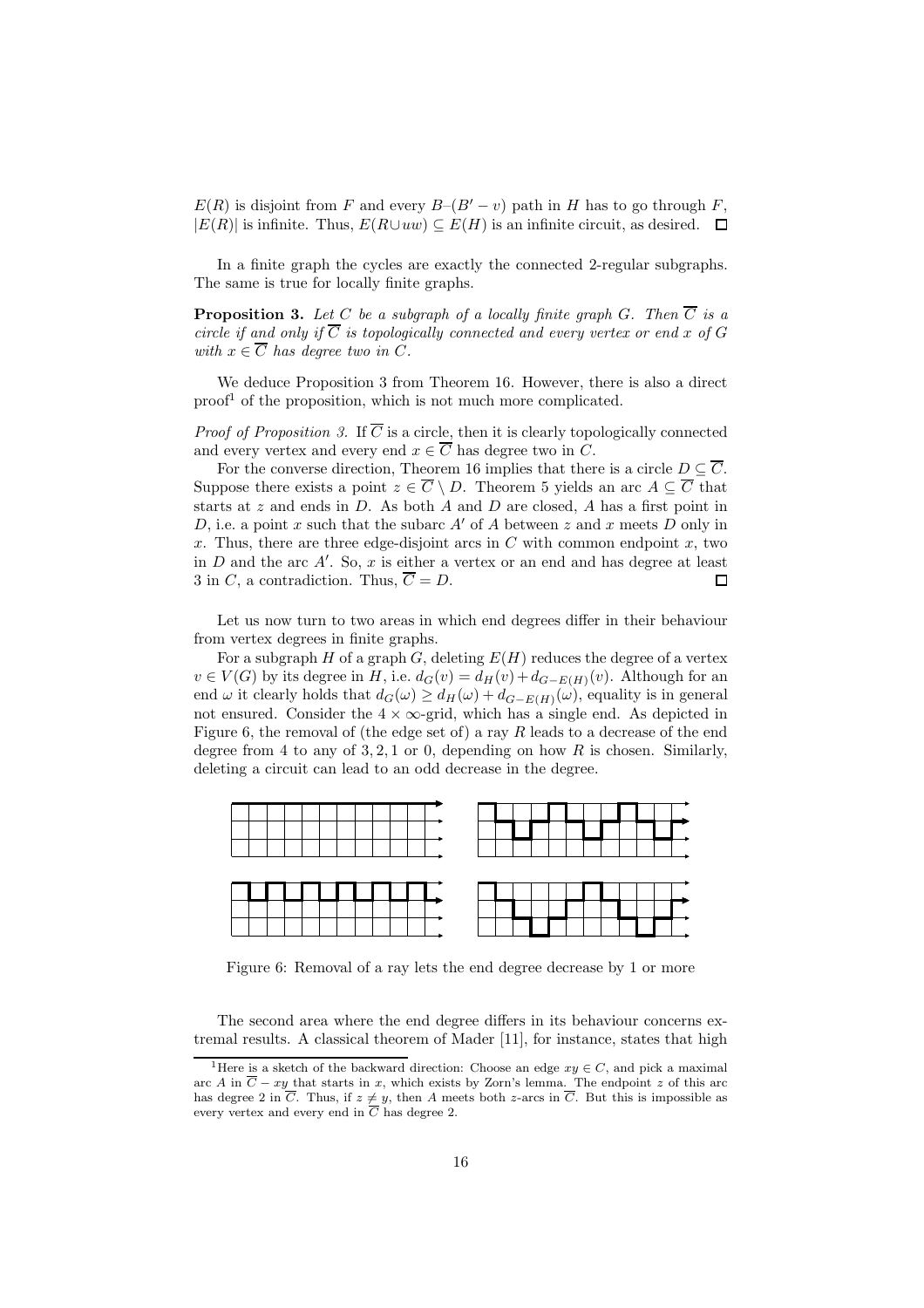$E(R)$ is disjoint from $F$ and every $B$–$(B'-v)$ path in $H$ has to go through $F$, $|E(R)|$ is infinite. Thus, $E(R \cup uw) \subseteq E(H)$ is an infinite circuit, as desired. $\square$

In a finite graph the cycles are exactly the connected 2-regular subgraphs. The same is true for locally finite graphs.

**Proposition 3.** *Let $C$ be a subgraph of a locally finite graph $G$. Then $\overline{C}$ is a circle if and only if $\overline{C}$ is topologically connected and every vertex or end $x$ of $G$ with $x \in \overline{C}$ has degree two in $C$.*

We deduce Proposition 3 from Theorem 16. However, there is also a direct proof[1] of the proposition, which is not much more complicated.

*Proof of Proposition 3.* If $\overline{C}$ is a circle, then it is clearly topologically connected and every vertex and every end $x \in \overline{C}$ has degree two in $C$.

For the converse direction, Theorem 16 implies that there is a circle $D \subseteq \overline{C}$. Suppose there exists a point $z \in \overline{C} \setminus D$. Theorem 5 yields an arc $A \subseteq \overline{C}$ that starts at $z$ and ends in $D$. As both $A$ and $D$ are closed, $A$ has a first point in $D$, i.e. a point $x$ such that the subarc $A'$ of $A$ between $z$ and $x$ meets $D$ only in $x$. Thus, there are three edge-disjoint arcs in $C$ with common endpoint $x$, two in $D$ and the arc $A'$. So, $x$ is either a vertex or an end and has degree at least 3 in $C$, a contradiction. Thus, $\overline{C} = D$. $\square$

Let us now turn to two areas in which end degrees differ in their behaviour from vertex degrees in finite graphs.

For a subgraph $H$ of a graph $G$, deleting $E(H)$ reduces the degree of a vertex $v \in V(G)$ by its degree in $H$, i.e. $d_G(v) = d_H(v) + d_{G-E(H)}(v)$. Although for an end $\omega$ it clearly holds that $d_G(\omega) \geq d_H(\omega) + d_{G-E(H)}(\omega)$, equality is in general not ensured. Consider the $4 \times \infty$-grid, which has a single end. As depicted in Figure 6, the removal of (the edge set of) a ray $R$ leads to a decrease of the end degree from 4 to any of $3, 2, 1$ or $0$, depending on how $R$ is chosen. Similarly, deleting a circuit can lead to an odd decrease in the degree.

Figure 6: Removal of a ray lets the end degree decrease by 1 or more

The second area where the end degree differs in its behaviour concerns extremal results. A classical theorem of Mader [11], for instance, states that high

[1] Here is a sketch of the backward direction: Choose an edge $xy \in C$, and pick a maximal arc $A$ in $\overline{C} - xy$ that starts in $x$, which exists by Zorn's lemma. The endpoint $z$ of this arc has degree 2 in $\overline{C}$. Thus, if $z \neq y$, then $A$ meets both $z$-arcs in $\overline{C}$. But this is impossible as every vertex and every end in $\overline{C}$ has degree 2.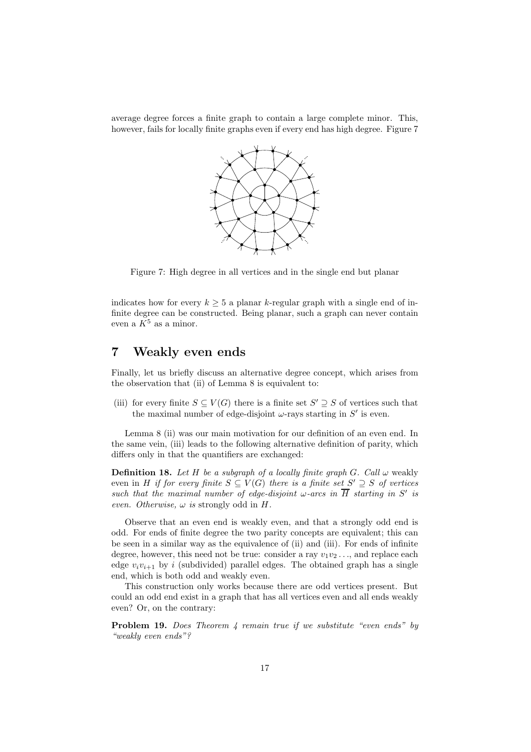average degree forces a finite graph to contain a large complete minor. This, however, fails for locally finite graphs even if every end has high degree. Figure 7

Figure 7: High degree in all vertices and in the single end but planar

indicates how for every $k \geq 5$ a planar $k$-regular graph with a single end of infinite degree can be constructed. Being planar, such a graph can never contain even a $K^5$ as a minor.

## 7 Weakly even ends

Finally, let us briefly discuss an alternative degree concept, which arises from the observation that (ii) of Lemma 8 is equivalent to:

(iii) for every finite $S \subseteq V(G)$ there is a finite set $S' \supseteq S$ of vertices such that the maximal number of edge-disjoint $\omega$-rays starting in $S'$ is even.

Lemma 8 (ii) was our main motivation for our definition of an even end. In the same vein, (iii) leads to the following alternative definition of parity, which differs only in that the quantifiers are exchanged:

**Definition 18.** *Let $H$ be a subgraph of a locally finite graph $G$. Call $\omega$* weakly even *in $H$ if for every finite $S \subseteq V(G)$ there is a finite set $S' \supseteq S$ of vertices such that the maximal number of edge-disjoint $\omega$-arcs in $\overline{H}$ starting in $S'$ is even. Otherwise, $\omega$ is* strongly odd *in $H$.*

Observe that an even end is weakly even, and that a strongly odd end is odd. For ends of finite degree the two parity concepts are equivalent; this can be seen in a similar way as the equivalence of (ii) and (iii). For ends of infinite degree, however, this need not be true: consider a ray $v_1v_2\ldots$, and replace each edge $v_iv_{i+1}$ by $i$ (subdivided) parallel edges. The obtained graph has a single end, which is both odd and weakly even.

This construction only works because there are odd vertices present. But could an odd end exist in a graph that has all vertices even and all ends weakly even? Or, on the contrary:

**Problem 19.** *Does Theorem 4 remain true if we substitute "even ends" by "weakly even ends"?*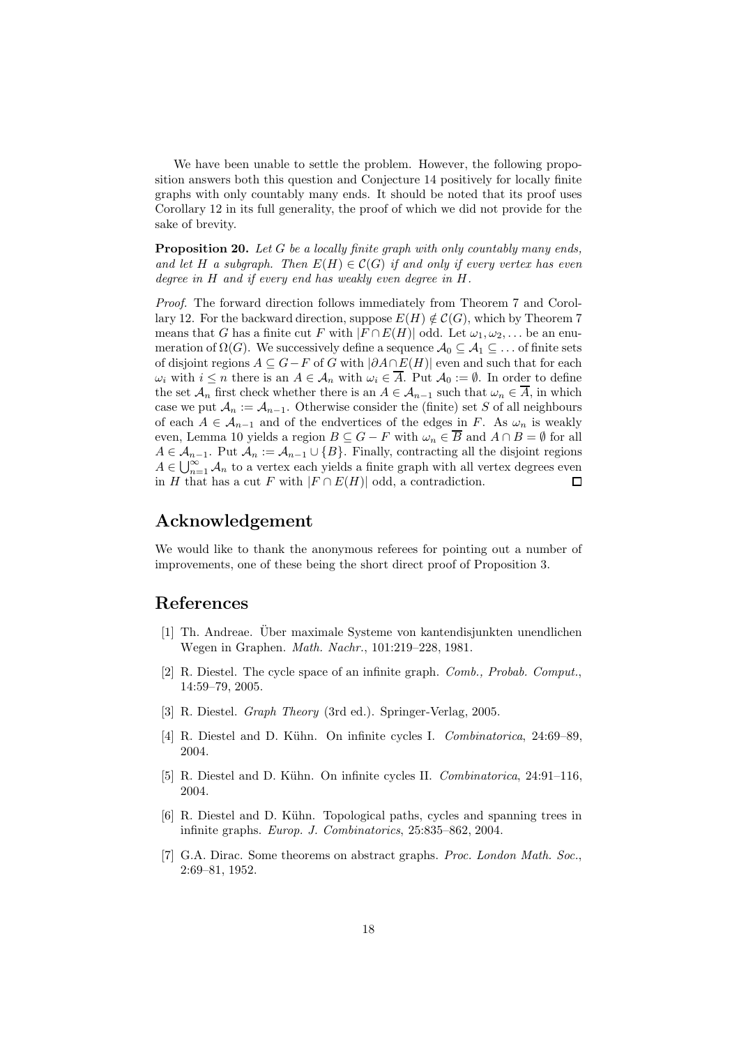We have been unable to settle the problem. However, the following proposition answers both this question and Conjecture 14 positively for locally finite graphs with only countably many ends. It should be noted that its proof uses Corollary 12 in its full generality, the proof of which we did not provide for the sake of brevity.

**Proposition 20.** *Let $G$ be a locally finite graph with only countably many ends, and let $H$ a subgraph. Then $E(H) \in \mathcal{C}(G)$ if and only if every vertex has even degree in $H$ and if every end has weakly even degree in $H$.*

*Proof.* The forward direction follows immediately from Theorem 7 and Corollary 12. For the backward direction, suppose $E(H) \notin \mathcal{C}(G)$, which by Theorem 7 means that $G$ has a finite cut $F$ with $|F \cap E(H)|$ odd. Let $\omega_1, \omega_2, \ldots$ be an enumeration of $\Omega(G)$. We successively define a sequence $\mathcal{A}_0 \subseteq \mathcal{A}_1 \subseteq \ldots$ of finite sets of disjoint regions $A \subseteq G - F$ of $G$ with $|\partial A \cap E(H)|$ even and such that for each $\omega_i$ with $i \leq n$ there is an $A \in \mathcal{A}_n$ with $\omega_i \in \overline{A}$. Put $\mathcal{A}_0 := \emptyset$. In order to define the set $\mathcal{A}_n$ first check whether there is an $A \in \mathcal{A}_{n-1}$ such that $\omega_n \in \overline{A}$, in which case we put $\mathcal{A}_n := \mathcal{A}_{n-1}$. Otherwise consider the (finite) set $S$ of all neighbours of each $A \in \mathcal{A}_{n-1}$ and of the endvertices of the edges in $F$. As $\omega_n$ is weakly even, Lemma 10 yields a region $B \subseteq G - F$ with $\omega_n \in \overline{B}$ and $A \cap B = \emptyset$ for all $A \in \mathcal{A}_{n-1}$. Put $\mathcal{A}_n := \mathcal{A}_{n-1} \cup \{B\}$. Finally, contracting all the disjoint regions $A \in \bigcup_{n=1}^{\infty} \mathcal{A}_n$ to a vertex each yields a finite graph with all vertex degrees even in $H$ that has a cut $F$ with $|F \cap E(H)|$ odd, a contradiction. $\square$

## Acknowledgement

We would like to thank the anonymous referees for pointing out a number of improvements, one of these being the short direct proof of Proposition 3.

## References

[1] Th. Andreae. Über maximale Systeme von kantendisjunkten unendlichen Wegen in Graphen. *Math. Nachr.*, 101:219–228, 1981.

[2] R. Diestel. The cycle space of an infinite graph. *Comb., Probab. Comput.*, 14:59–79, 2005.

[3] R. Diestel. *Graph Theory* (3rd ed.). Springer-Verlag, 2005.

[4] R. Diestel and D. Kühn. On infinite cycles I. *Combinatorica*, 24:69–89, 2004.

[5] R. Diestel and D. Kühn. On infinite cycles II. *Combinatorica*, 24:91–116, 2004.

[6] R. Diestel and D. Kühn. Topological paths, cycles and spanning trees in infinite graphs. *Europ. J. Combinatorics*, 25:835–862, 2004.

[7] G.A. Dirac. Some theorems on abstract graphs. *Proc. London Math. Soc.*, 2:69–81, 1952.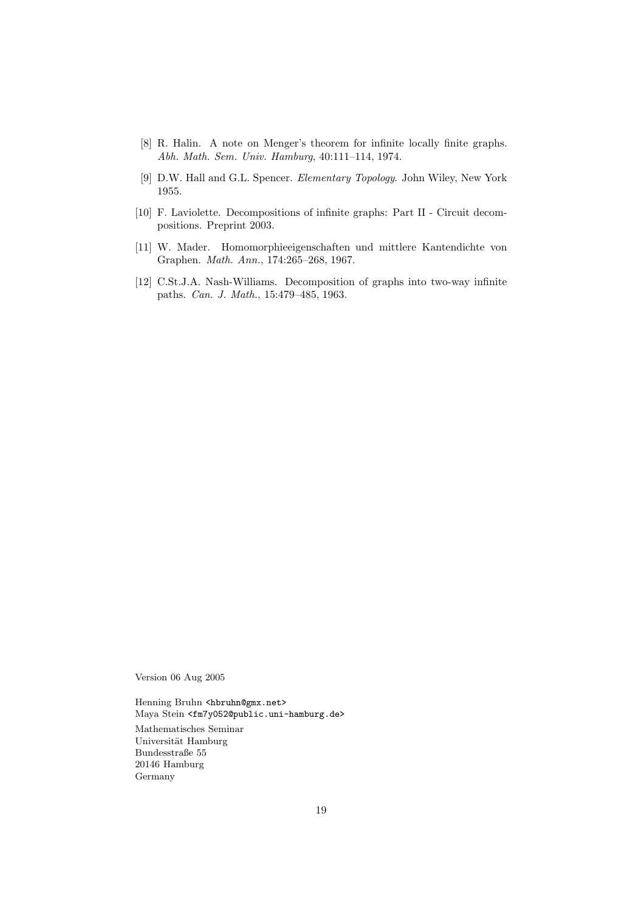[8] R. Halin. A note on Menger's theorem for infinite locally finite graphs. *Abh. Math. Sem. Univ. Hamburg*, 40:111–114, 1974.

[9] D.W. Hall and G.L. Spencer. *Elementary Topology*. John Wiley, New York 1955.

[10] F. Laviolette. Decompositions of infinite graphs: Part II - Circuit decompositions. Preprint 2003.

[11] W. Mader. Homomorphieeigenschaften und mittlere Kantendichte von Graphen. *Math. Ann.*, 174:265–268, 1967.

[12] C.St.J.A. Nash-Williams. Decomposition of graphs into two-way infinite paths. *Can. J. Math.*, 15:479–485, 1963.

Version 06 Aug 2005

Henning Bruhn `<hbruhn@gmx.net>`
Maya Stein `<fm7y052@public.uni-hamburg.de>`

Mathematisches Seminar
Universität Hamburg
Bundesstraße 55
20146 Hamburg
Germany